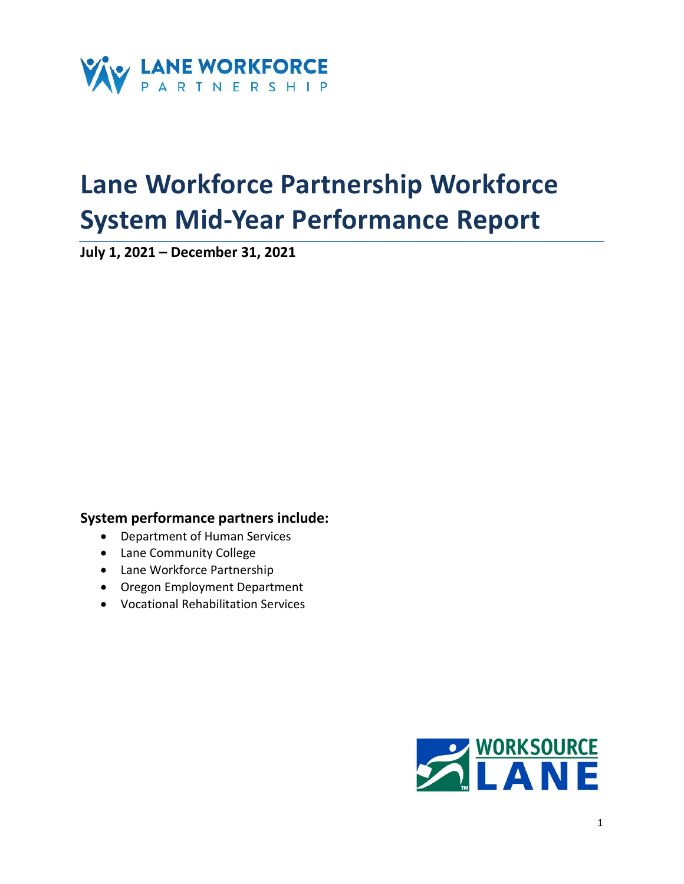# Lane Workforce Partnership Workforce System Mid-Year Performance Report

**July 1, 2021 – December 31, 2021**

### System performance partners include:

- Department of Human Services
- Lane Community College
- Lane Workforce Partnership
- Oregon Employment Department
- Vocational Rehabilitation Services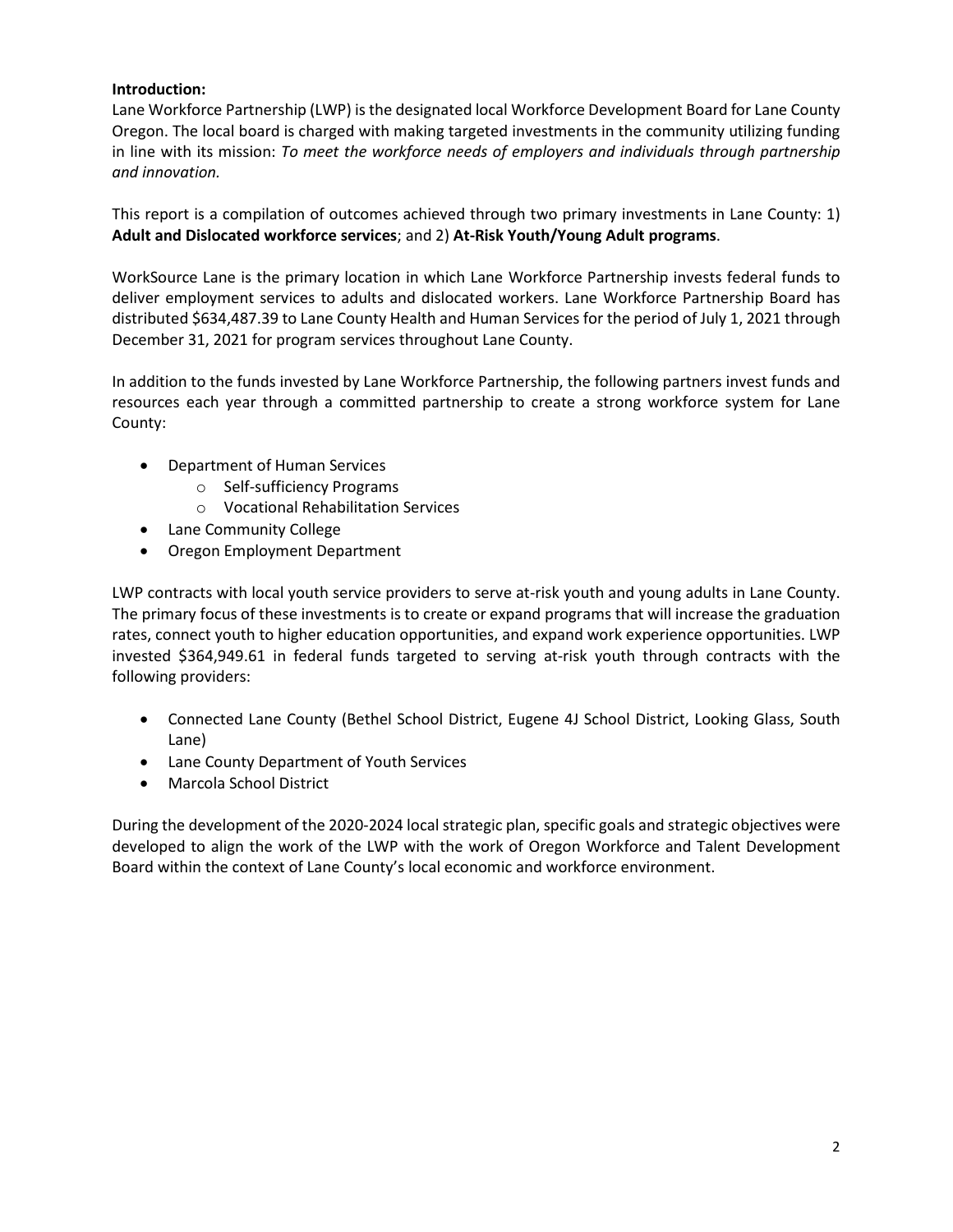**Introduction:**

Lane Workforce Partnership (LWP) is the designated local Workforce Development Board for Lane County Oregon. The local board is charged with making targeted investments in the community utilizing funding in line with its mission: *To meet the workforce needs of employers and individuals through partnership and innovation.*

This report is a compilation of outcomes achieved through two primary investments in Lane County: 1) **Adult and Dislocated workforce services**; and 2) **At-Risk Youth/Young Adult programs**.

WorkSource Lane is the primary location in which Lane Workforce Partnership invests federal funds to deliver employment services to adults and dislocated workers. Lane Workforce Partnership Board has distributed $634,487.39 to Lane County Health and Human Services for the period of July 1, 2021 through December 31, 2021 for program services throughout Lane County.

In addition to the funds invested by Lane Workforce Partnership, the following partners invest funds and resources each year through a committed partnership to create a strong workforce system for Lane County:

- Department of Human Services
  - Self-sufficiency Programs
  - Vocational Rehabilitation Services
- Lane Community College
- Oregon Employment Department

LWP contracts with local youth service providers to serve at-risk youth and young adults in Lane County. The primary focus of these investments is to create or expand programs that will increase the graduation rates, connect youth to higher education opportunities, and expand work experience opportunities. LWP invested $364,949.61 in federal funds targeted to serving at-risk youth through contracts with the following providers:

- Connected Lane County (Bethel School District, Eugene 4J School District, Looking Glass, South Lane)
- Lane County Department of Youth Services
- Marcola School District

During the development of the 2020-2024 local strategic plan, specific goals and strategic objectives were developed to align the work of the LWP with the work of Oregon Workforce and Talent Development Board within the context of Lane County's local economic and workforce environment.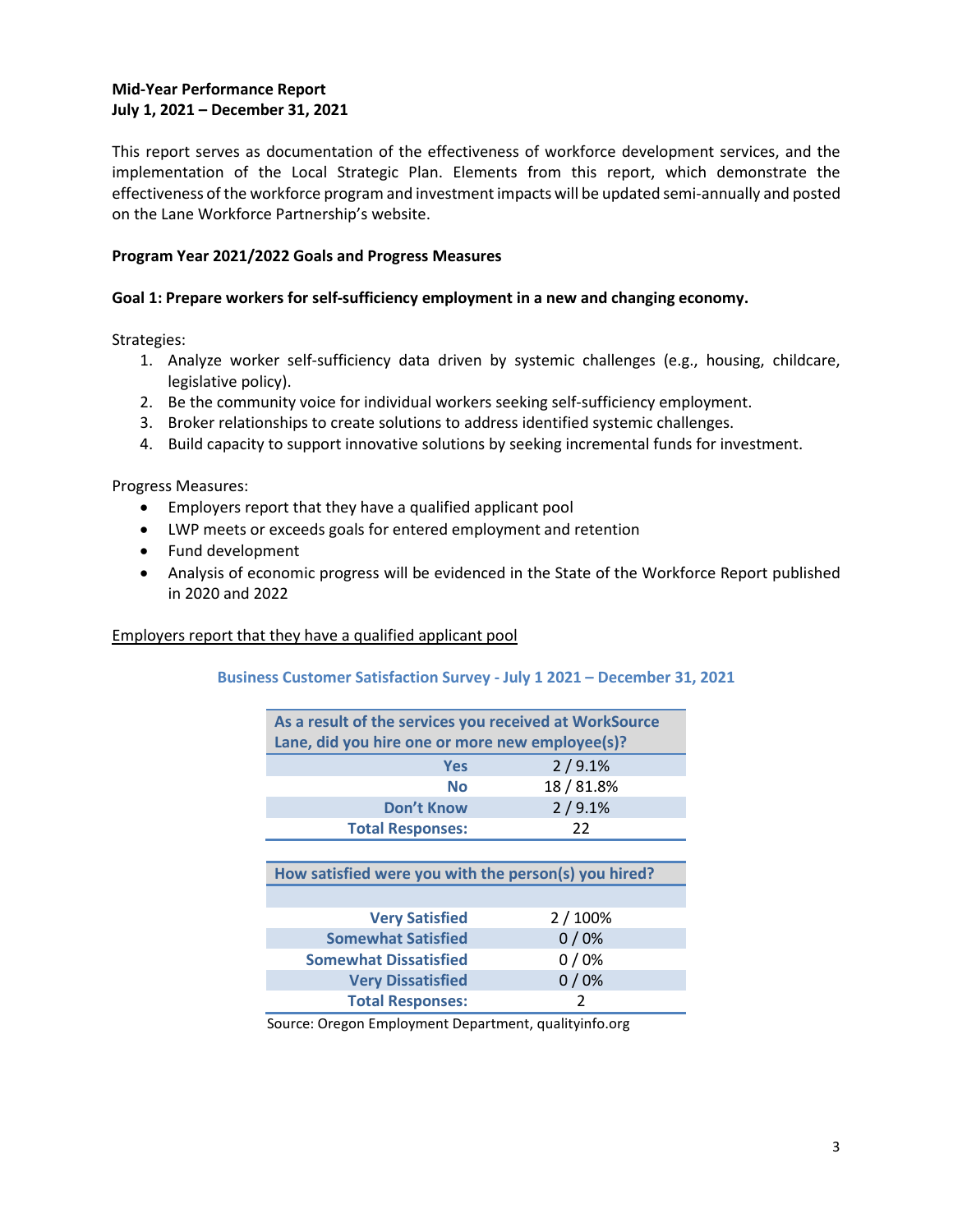**Mid-Year Performance Report**
**July 1, 2021 – December 31, 2021**

This report serves as documentation of the effectiveness of workforce development services, and the implementation of the Local Strategic Plan. Elements from this report, which demonstrate the effectiveness of the workforce program and investment impacts will be updated semi-annually and posted on the Lane Workforce Partnership's website.

**Program Year 2021/2022 Goals and Progress Measures**

**Goal 1: Prepare workers for self-sufficiency employment in a new and changing economy.**

Strategies:

1. Analyze worker self-sufficiency data driven by systemic challenges (e.g., housing, childcare, legislative policy).
2. Be the community voice for individual workers seeking self-sufficiency employment.
3. Broker relationships to create solutions to address identified systemic challenges.
4. Build capacity to support innovative solutions by seeking incremental funds for investment.

Progress Measures:

- Employers report that they have a qualified applicant pool
- LWP meets or exceeds goals for entered employment and retention
- Fund development
- Analysis of economic progress will be evidenced in the State of the Workforce Report published in 2020 and 2022

Employers report that they have a qualified applicant pool

**Business Customer Satisfaction Survey - July 1 2021 – December 31, 2021**

| As a result of the services you received at WorkSource Lane, did you hire one or more new employee(s)? | |
|---|---|
| Yes | 2 / 9.1% |
| No | 18 / 81.8% |
| Don't Know | 2 / 9.1% |
| Total Responses: | 22 |

| How satisfied were you with the person(s) you hired? | |
|---|---|
| Very Satisfied | 2 / 100% |
| Somewhat Satisfied | 0 / 0% |
| Somewhat Dissatisfied | 0 / 0% |
| Very Dissatisfied | 0 / 0% |
| Total Responses: | 2 |

Source: Oregon Employment Department, qualityinfo.org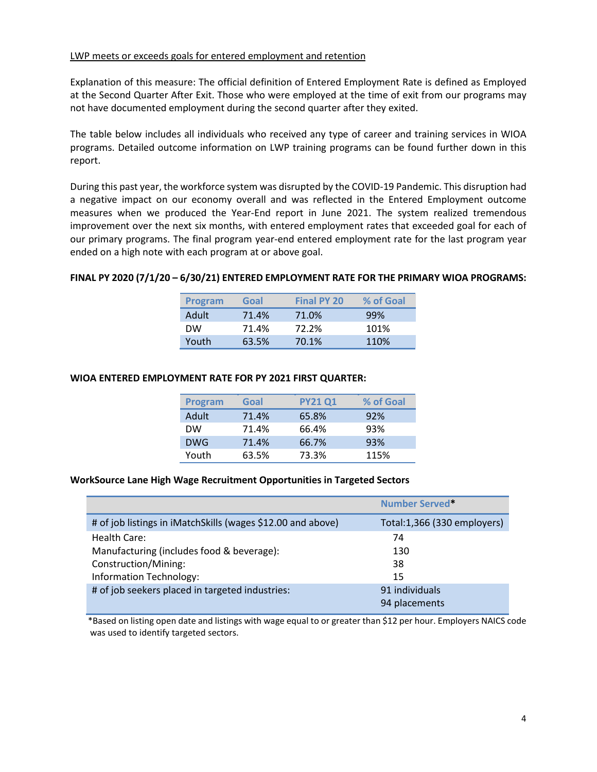<u>LWP meets or exceeds goals for entered employment and retention</u>

Explanation of this measure: The official definition of Entered Employment Rate is defined as Employed at the Second Quarter After Exit. Those who were employed at the time of exit from our programs may not have documented employment during the second quarter after they exited.

The table below includes all individuals who received any type of career and training services in WIOA programs. Detailed outcome information on LWP training programs can be found further down in this report.

During this past year, the workforce system was disrupted by the COVID-19 Pandemic. This disruption had a negative impact on our economy overall and was reflected in the Entered Employment outcome measures when we produced the Year-End report in June 2021. The system realized tremendous improvement over the next six months, with entered employment rates that exceeded goal for each of our primary programs. The final program year-end entered employment rate for the last program year ended on a high note with each program at or above goal.

**FINAL PY 2020 (7/1/20 – 6/30/21) ENTERED EMPLOYMENT RATE FOR THE PRIMARY WIOA PROGRAMS:**

| Program | Goal | Final PY 20 | % of Goal |
|---|---|---|---|
| Adult | 71.4% | 71.0% | 99% |
| DW | 71.4% | 72.2% | 101% |
| Youth | 63.5% | 70.1% | 110% |

**WIOA ENTERED EMPLOYMENT RATE FOR PY 2021 FIRST QUARTER:**

| Program | Goal | PY21 Q1 | % of Goal |
|---|---|---|---|
| Adult | 71.4% | 65.8% | 92% |
| DW | 71.4% | 66.4% | 93% |
| DWG | 71.4% | 66.7% | 93% |
| Youth | 63.5% | 73.3% | 115% |

**WorkSource Lane High Wage Recruitment Opportunities in Targeted Sectors**

| | Number Served* |
|---|---|
| # of job listings in iMatchSkills (wages $12.00 and above) | Total:1,366 (330 employers) |
| Health Care: | 74 |
| Manufacturing (includes food & beverage): | 130 |
| Construction/Mining: | 38 |
| Information Technology: | 15 |
| # of job seekers placed in targeted industries: | 91 individuals<br>94 placements |

*Based on listing open date and listings with wage equal to or greater than $12 per hour. Employers NAICS code was used to identify targeted sectors.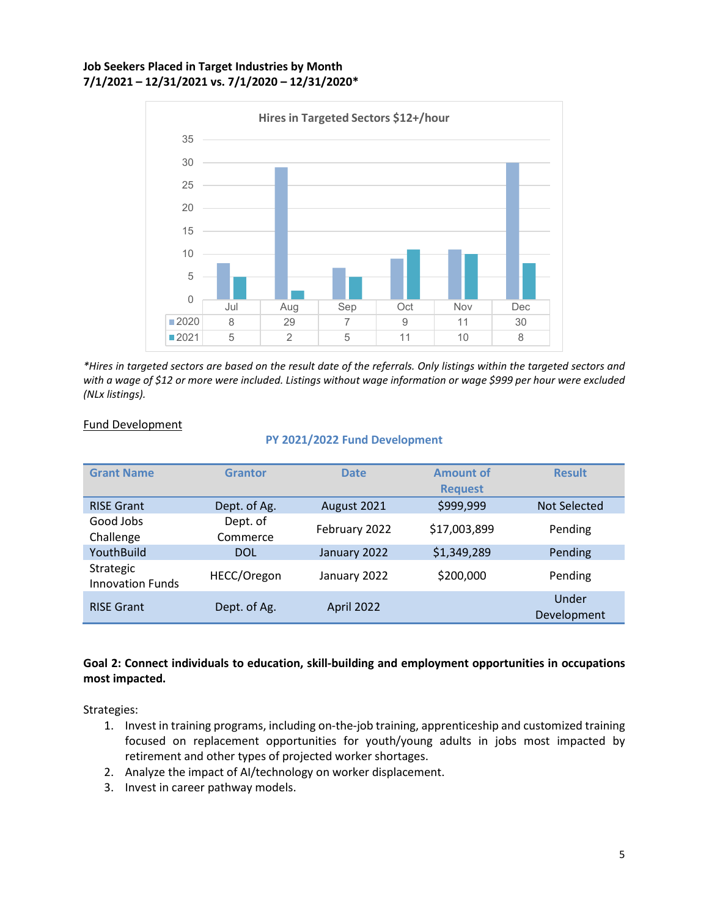**Job Seekers Placed in Target Industries by Month**
**7/1/2021 – 12/31/2021 vs. 7/1/2020 – 12/31/2020***

**Hires in Targeted Sectors $12+/hour**

| | Jul | Aug | Sep | Oct | Nov | Dec |
|---|---|---|---|---|---|---|
| 2020 | 8 | 29 | 7 | 9 | 11 | 30 |
| 2021 | 5 | 2 | 5 | 11 | 10 | 8 |

*\*Hires in targeted sectors are based on the result date of the referrals. Only listings within the targeted sectors and with a wage of $12 or more were included. Listings without wage information or wage $999 per hour were excluded (NLx listings).*

<u>Fund Development</u>

**PY 2021/2022 Fund Development**

| Grant Name | Grantor | Date | Amount of Request | Result |
|---|---|---|---|---|
| RISE Grant | Dept. of Ag. | August 2021 | $999,999 | Not Selected |
| Good Jobs Challenge | Dept. of Commerce | February 2022 | $17,003,899 | Pending |
| YouthBuild | DOL | January 2022 | $1,349,289 | Pending |
| Strategic Innovation Funds | HECC/Oregon | January 2022 | $200,000 | Pending |
| RISE Grant | Dept. of Ag. | April 2022 | | Under Development |

**Goal 2: Connect individuals to education, skill-building and employment opportunities in occupations most impacted.**

Strategies:

1. Invest in training programs, including on-the-job training, apprenticeship and customized training focused on replacement opportunities for youth/young adults in jobs most impacted by retirement and other types of projected worker shortages.
2. Analyze the impact of AI/technology on worker displacement.
3. Invest in career pathway models.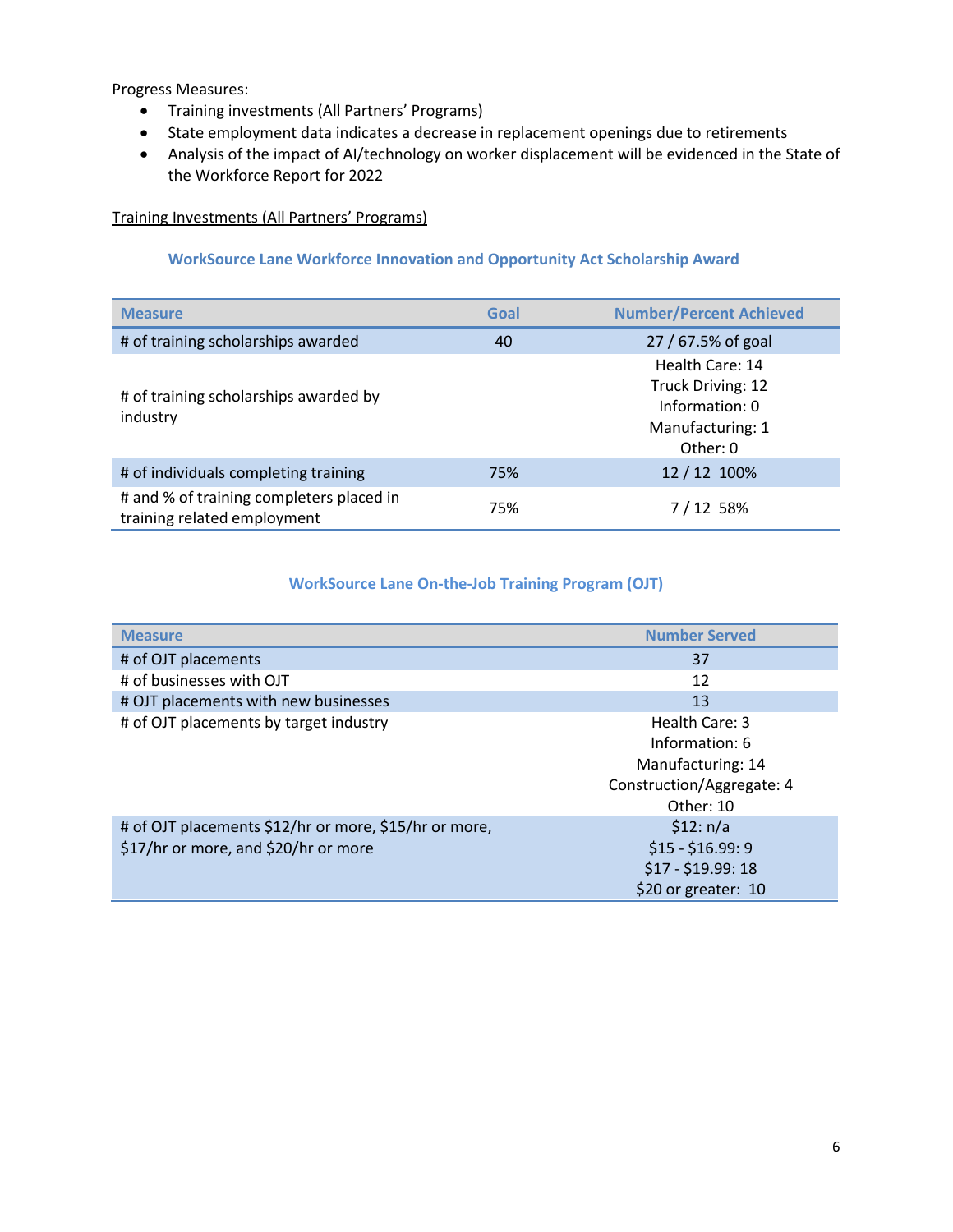Progress Measures:

- Training investments (All Partners' Programs)
- State employment data indicates a decrease in replacement openings due to retirements
- Analysis of the impact of AI/technology on worker displacement will be evidenced in the State of the Workforce Report for 2022

Training Investments (All Partners' Programs)

### WorkSource Lane Workforce Innovation and Opportunity Act Scholarship Award

| Measure | Goal | Number/Percent Achieved |
|---|---|---|
| # of training scholarships awarded | 40 | 27 / 67.5% of goal |
| # of training scholarships awarded by industry | | Health Care: 14<br>Truck Driving: 12<br>Information: 0<br>Manufacturing: 1<br>Other: 0 |
| # of individuals completing training | 75% | 12 / 12 100% |
| # and % of training completers placed in training related employment | 75% | 7 / 12 58% |

### WorkSource Lane On-the-Job Training Program (OJT)

| Measure | Number Served |
|---|---|
| # of OJT placements | 37 |
| # of businesses with OJT | 12 |
| # OJT placements with new businesses | 13 |
| # of OJT placements by target industry | Health Care: 3<br>Information: 6<br>Manufacturing: 14<br>Construction/Aggregate: 4<br>Other: 10 |
| # of OJT placements $12/hr or more, $15/hr or more, $17/hr or more, and $20/hr or more | $12: n/a<br>$15 - $16.99: 9<br>$17 - $19.99: 18<br>$20 or greater: 10 |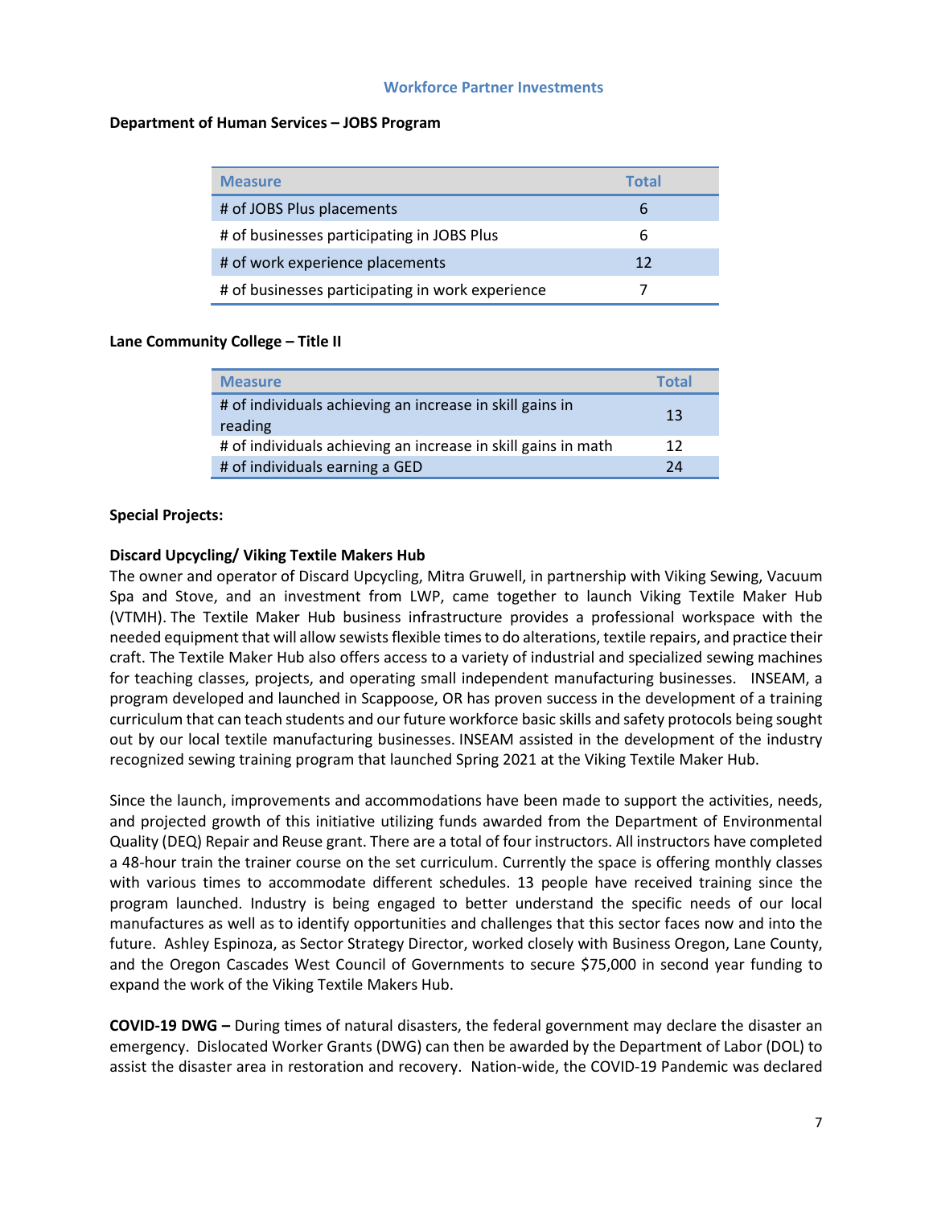## Workforce Partner Investments

**Department of Human Services – JOBS Program**

| Measure | Total |
|---|---|
| # of JOBS Plus placements | 6 |
| # of businesses participating in JOBS Plus | 6 |
| # of work experience placements | 12 |
| # of businesses participating in work experience | 7 |

**Lane Community College – Title II**

| Measure | Total |
|---|---|
| # of individuals achieving an increase in skill gains in reading | 13 |
| # of individuals achieving an increase in skill gains in math | 12 |
| # of individuals earning a GED | 24 |

**Special Projects:**

**Discard Upcycling/ Viking Textile Makers Hub**

The owner and operator of Discard Upcycling, Mitra Gruwell, in partnership with Viking Sewing, Vacuum Spa and Stove, and an investment from LWP, came together to launch Viking Textile Maker Hub (VTMH). The Textile Maker Hub business infrastructure provides a professional workspace with the needed equipment that will allow sewists flexible times to do alterations, textile repairs, and practice their craft. The Textile Maker Hub also offers access to a variety of industrial and specialized sewing machines for teaching classes, projects, and operating small independent manufacturing businesses. INSEAM, a program developed and launched in Scappoose, OR has proven success in the development of a training curriculum that can teach students and our future workforce basic skills and safety protocols being sought out by our local textile manufacturing businesses. INSEAM assisted in the development of the industry recognized sewing training program that launched Spring 2021 at the Viking Textile Maker Hub.

Since the launch, improvements and accommodations have been made to support the activities, needs, and projected growth of this initiative utilizing funds awarded from the Department of Environmental Quality (DEQ) Repair and Reuse grant. There are a total of four instructors. All instructors have completed a 48-hour train the trainer course on the set curriculum. Currently the space is offering monthly classes with various times to accommodate different schedules. 13 people have received training since the program launched. Industry is being engaged to better understand the specific needs of our local manufactures as well as to identify opportunities and challenges that this sector faces now and into the future. Ashley Espinoza, as Sector Strategy Director, worked closely with Business Oregon, Lane County, and the Oregon Cascades West Council of Governments to secure $75,000 in second year funding to expand the work of the Viking Textile Makers Hub.

**COVID-19 DWG –** During times of natural disasters, the federal government may declare the disaster an emergency. Dislocated Worker Grants (DWG) can then be awarded by the Department of Labor (DOL) to assist the disaster area in restoration and recovery. Nation-wide, the COVID-19 Pandemic was declared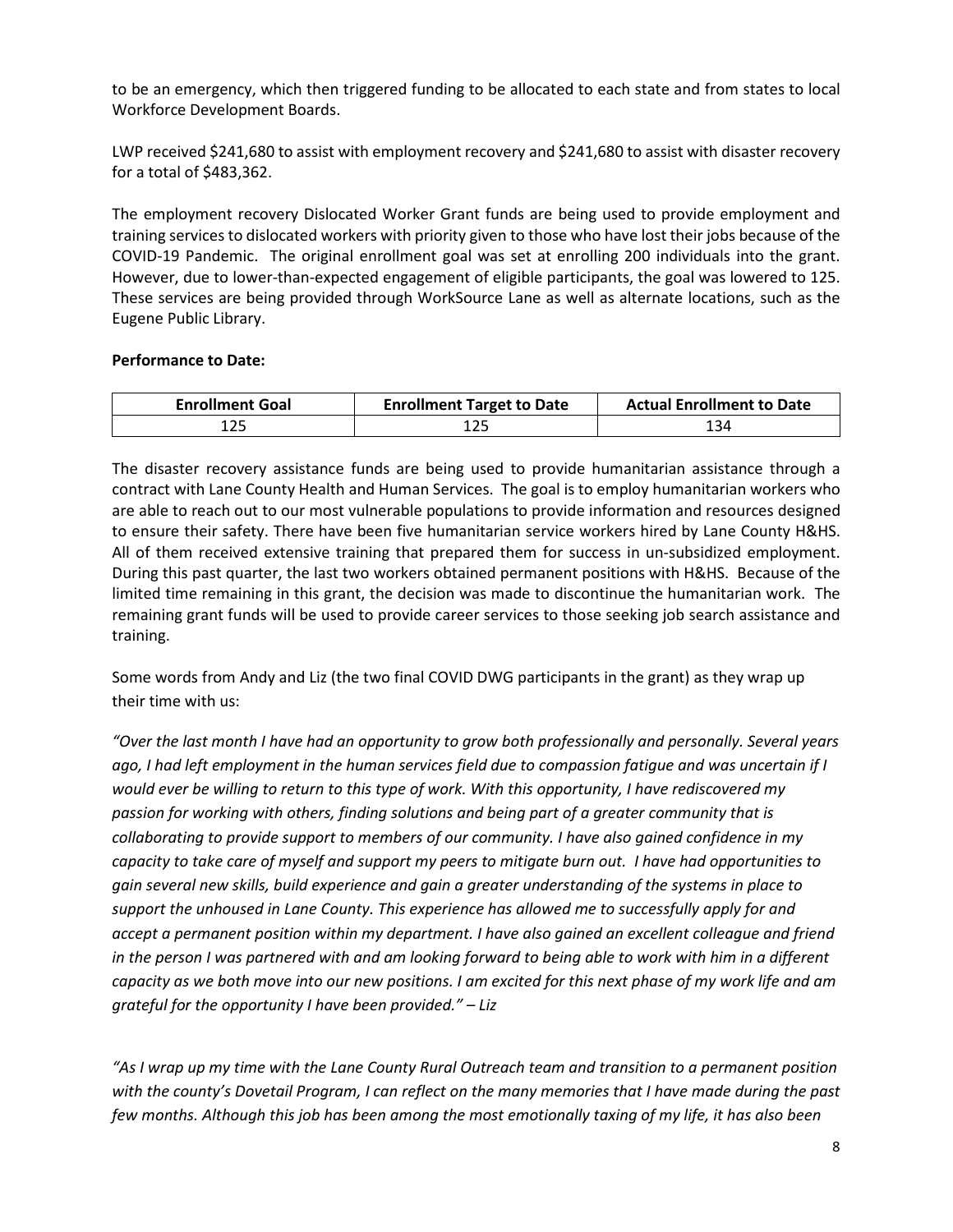to be an emergency, which then triggered funding to be allocated to each state and from states to local Workforce Development Boards.

LWP received $241,680 to assist with employment recovery and $241,680 to assist with disaster recovery for a total of $483,362.

The employment recovery Dislocated Worker Grant funds are being used to provide employment and training services to dislocated workers with priority given to those who have lost their jobs because of the COVID-19 Pandemic. The original enrollment goal was set at enrolling 200 individuals into the grant. However, due to lower-than-expected engagement of eligible participants, the goal was lowered to 125. These services are being provided through WorkSource Lane as well as alternate locations, such as the Eugene Public Library.

**Performance to Date:**

| Enrollment Goal | Enrollment Target to Date | Actual Enrollment to Date |
|---|---|---|
| 125 | 125 | 134 |

The disaster recovery assistance funds are being used to provide humanitarian assistance through a contract with Lane County Health and Human Services. The goal is to employ humanitarian workers who are able to reach out to our most vulnerable populations to provide information and resources designed to ensure their safety. There have been five humanitarian service workers hired by Lane County H&HS. All of them received extensive training that prepared them for success in un-subsidized employment. During this past quarter, the last two workers obtained permanent positions with H&HS. Because of the limited time remaining in this grant, the decision was made to discontinue the humanitarian work. The remaining grant funds will be used to provide career services to those seeking job search assistance and training.

Some words from Andy and Liz (the two final COVID DWG participants in the grant) as they wrap up their time with us:

*"Over the last month I have had an opportunity to grow both professionally and personally. Several years ago, I had left employment in the human services field due to compassion fatigue and was uncertain if I would ever be willing to return to this type of work. With this opportunity, I have rediscovered my passion for working with others, finding solutions and being part of a greater community that is collaborating to provide support to members of our community. I have also gained confidence in my capacity to take care of myself and support my peers to mitigate burn out. I have had opportunities to gain several new skills, build experience and gain a greater understanding of the systems in place to support the unhoused in Lane County. This experience has allowed me to successfully apply for and accept a permanent position within my department. I have also gained an excellent colleague and friend in the person I was partnered with and am looking forward to being able to work with him in a different capacity as we both move into our new positions. I am excited for this next phase of my work life and am grateful for the opportunity I have been provided." – Liz*

*"As I wrap up my time with the Lane County Rural Outreach team and transition to a permanent position with the county's Dovetail Program, I can reflect on the many memories that I have made during the past few months. Although this job has been among the most emotionally taxing of my life, it has also been*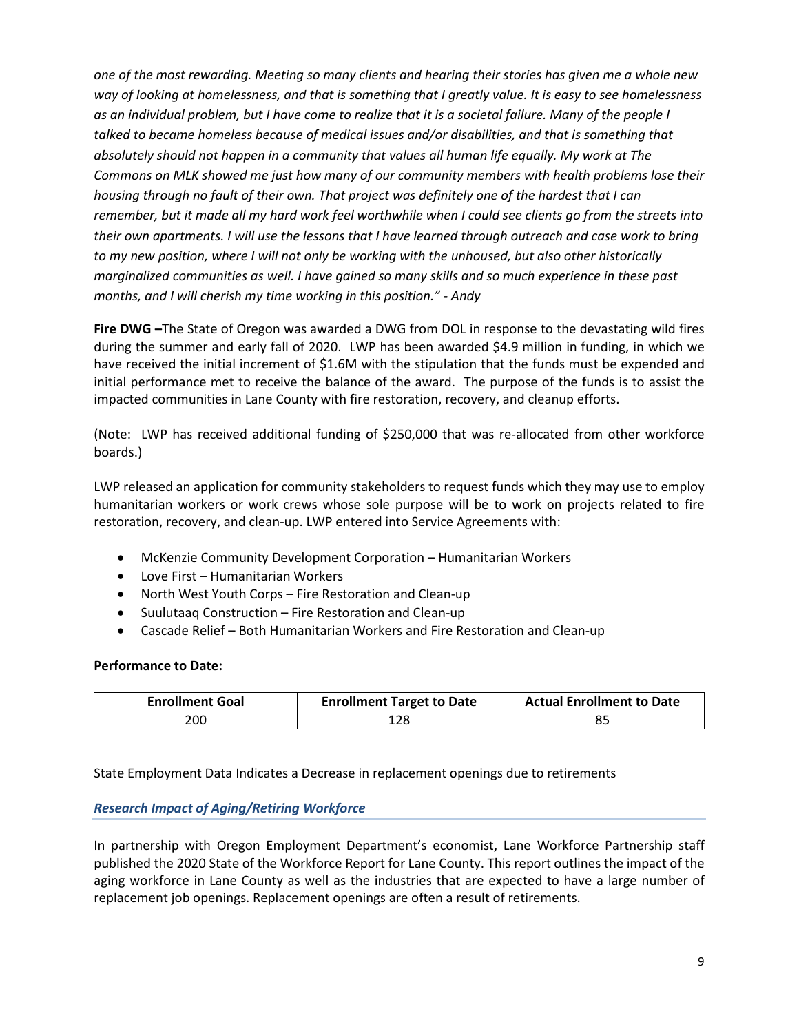*one of the most rewarding. Meeting so many clients and hearing their stories has given me a whole new way of looking at homelessness, and that is something that I greatly value. It is easy to see homelessness as an individual problem, but I have come to realize that it is a societal failure. Many of the people I talked to became homeless because of medical issues and/or disabilities, and that is something that absolutely should not happen in a community that values all human life equally. My work at The Commons on MLK showed me just how many of our community members with health problems lose their housing through no fault of their own. That project was definitely one of the hardest that I can remember, but it made all my hard work feel worthwhile when I could see clients go from the streets into their own apartments. I will use the lessons that I have learned through outreach and case work to bring to my new position, where I will not only be working with the unhoused, but also other historically marginalized communities as well. I have gained so many skills and so much experience in these past months, and I will cherish my time working in this position." - Andy*

**Fire DWG –**The State of Oregon was awarded a DWG from DOL in response to the devastating wild fires during the summer and early fall of 2020. LWP has been awarded $4.9 million in funding, in which we have received the initial increment of $1.6M with the stipulation that the funds must be expended and initial performance met to receive the balance of the award. The purpose of the funds is to assist the impacted communities in Lane County with fire restoration, recovery, and cleanup efforts.

(Note: LWP has received additional funding of $250,000 that was re-allocated from other workforce boards.)

LWP released an application for community stakeholders to request funds which they may use to employ humanitarian workers or work crews whose sole purpose will be to work on projects related to fire restoration, recovery, and clean-up. LWP entered into Service Agreements with:

- McKenzie Community Development Corporation – Humanitarian Workers
- Love First – Humanitarian Workers
- North West Youth Corps – Fire Restoration and Clean-up
- Suulutaaq Construction – Fire Restoration and Clean-up
- Cascade Relief – Both Humanitarian Workers and Fire Restoration and Clean-up

**Performance to Date:**

| Enrollment Goal | Enrollment Target to Date | Actual Enrollment to Date |
| --- | --- | --- |
| 200 | 128 | 85 |

<u>State Employment Data Indicates a Decrease in replacement openings due to retirements</u>

### *Research Impact of Aging/Retiring Workforce*

In partnership with Oregon Employment Department's economist, Lane Workforce Partnership staff published the 2020 State of the Workforce Report for Lane County. This report outlines the impact of the aging workforce in Lane County as well as the industries that are expected to have a large number of replacement job openings. Replacement openings are often a result of retirements.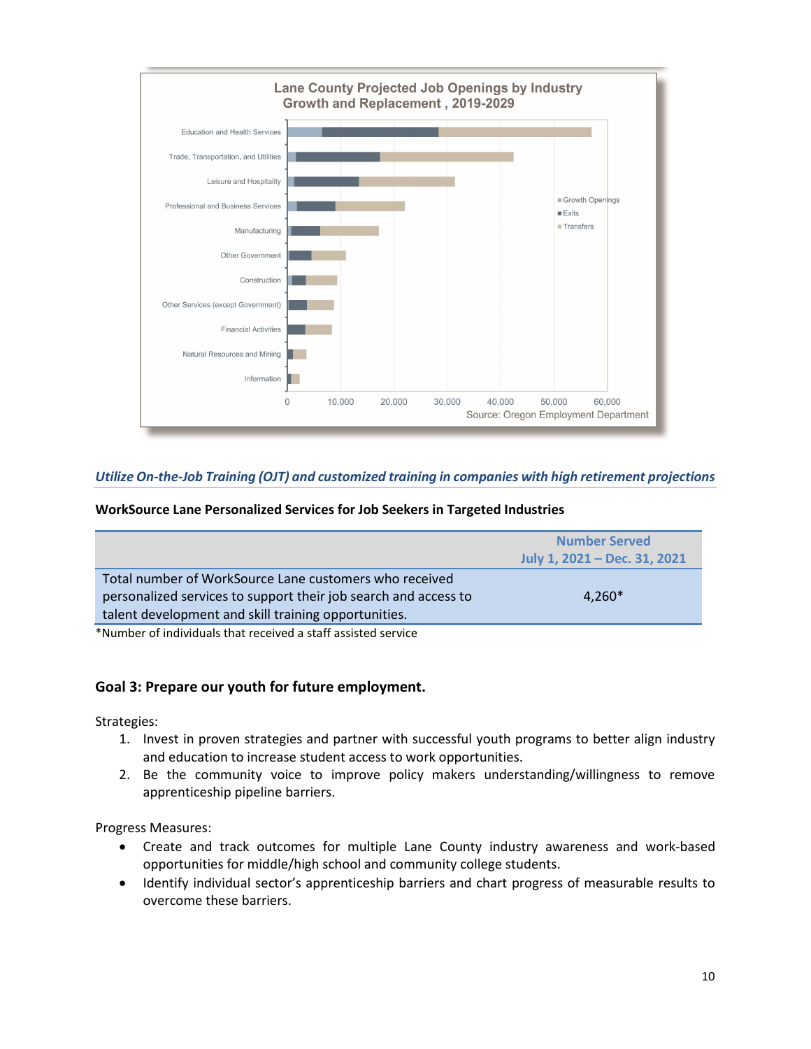**Lane County Projected Job Openings by Industry Growth and Replacement , 2019-2029**

Source: Oregon Employment Department

*Utilize On-the-Job Training (OJT) and customized training in companies with high retirement projections*

**WorkSource Lane Personalized Services for Job Seekers in Targeted Industries**

| | Number Served July 1, 2021 – Dec. 31, 2021 |
|---|---|
| Total number of WorkSource Lane customers who received personalized services to support their job search and access to talent development and skill training opportunities. | 4,260* |

*Number of individuals that received a staff assisted service

## Goal 3: Prepare our youth for future employment.

Strategies:

1. Invest in proven strategies and partner with successful youth programs to better align industry and education to increase student access to work opportunities.
2. Be the community voice to improve policy makers understanding/willingness to remove apprenticeship pipeline barriers.

Progress Measures:

- Create and track outcomes for multiple Lane County industry awareness and work-based opportunities for middle/high school and community college students.
- Identify individual sector's apprenticeship barriers and chart progress of measurable results to overcome these barriers.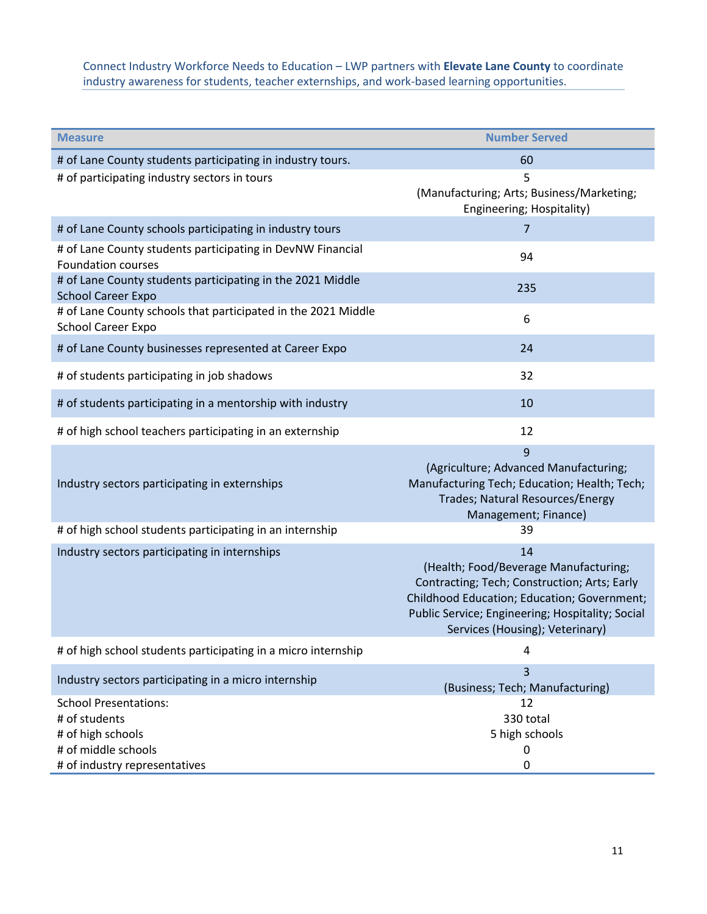Connect Industry Workforce Needs to Education – LWP partners with **Elevate Lane County** to coordinate industry awareness for students, teacher externships, and work-based learning opportunities.

| Measure | Number Served |
|---|---|
| # of Lane County students participating in industry tours. | 60 |
| # of participating industry sectors in tours | 5 (Manufacturing; Arts; Business/Marketing; Engineering; Hospitality) |
| # of Lane County schools participating in industry tours | 7 |
| # of Lane County students participating in DevNW Financial Foundation courses | 94 |
| # of Lane County students participating in the 2021 Middle School Career Expo | 235 |
| # of Lane County schools that participated in the 2021 Middle School Career Expo | 6 |
| # of Lane County businesses represented at Career Expo | 24 |
| # of students participating in job shadows | 32 |
| # of students participating in a mentorship with industry | 10 |
| # of high school teachers participating in an externship | 12 |
| Industry sectors participating in externships | 9 (Agriculture; Advanced Manufacturing; Manufacturing Tech; Education; Health; Tech; Trades; Natural Resources/Energy Management; Finance) |
| # of high school students participating in an internship | 39 |
| Industry sectors participating in internships | 14 (Health; Food/Beverage Manufacturing; Contracting; Tech; Construction; Arts; Early Childhood Education; Education; Government; Public Service; Engineering; Hospitality; Social Services (Housing); Veterinary) |
| # of high school students participating in a micro internship | 4 |
| Industry sectors participating in a micro internship | 3 (Business; Tech; Manufacturing) |
| School Presentations: | 12 |
| # of students | 330 total |
| # of high schools | 5 high schools |
| # of middle schools | 0 |
| # of industry representatives | 0 |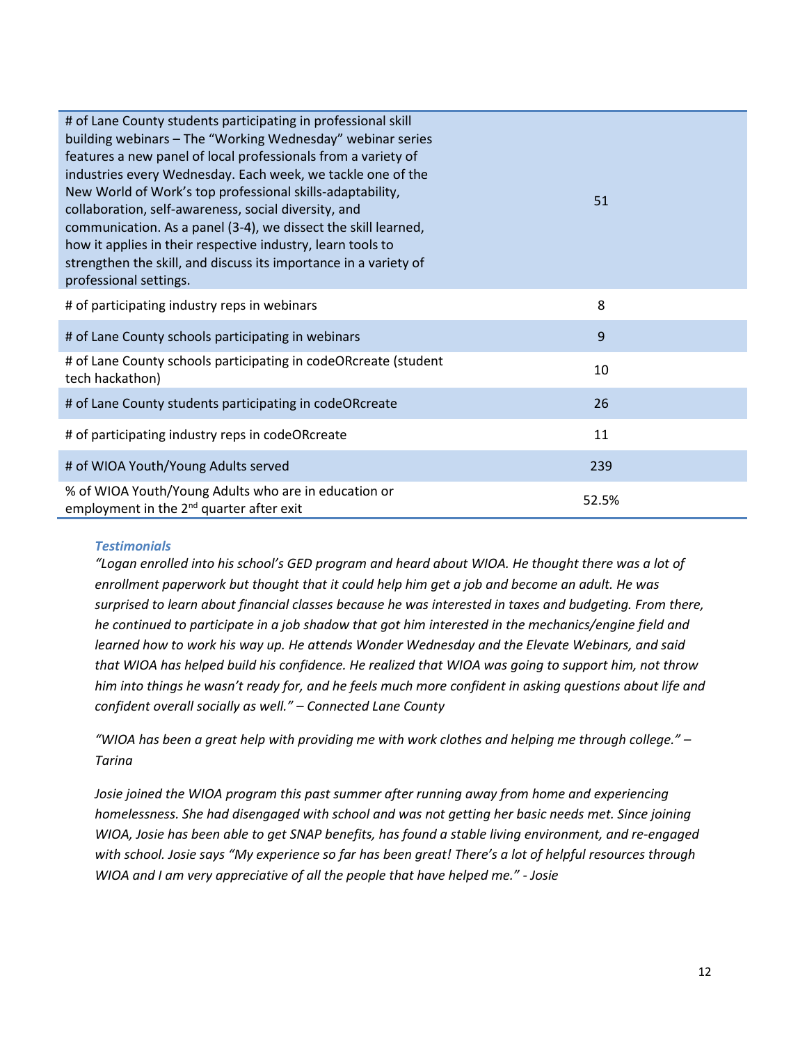| | |
|---|---|
| # of Lane County students participating in professional skill building webinars – The "Working Wednesday" webinar series features a new panel of local professionals from a variety of industries every Wednesday. Each week, we tackle one of the New World of Work's top professional skills-adaptability, collaboration, self-awareness, social diversity, and communication. As a panel (3-4), we dissect the skill learned, how it applies in their respective industry, learn tools to strengthen the skill, and discuss its importance in a variety of professional settings. | 51 |
| # of participating industry reps in webinars | 8 |
| # of Lane County schools participating in webinars | 9 |
| # of Lane County schools participating in codeORcreate (student tech hackathon) | 10 |
| # of Lane County students participating in codeORcreate | 26 |
| # of participating industry reps in codeORcreate | 11 |
| # of WIOA Youth/Young Adults served | 239 |
| % of WIOA Youth/Young Adults who are in education or employment in the 2nd quarter after exit | 52.5% |

***Testimonials***

*"Logan enrolled into his school's GED program and heard about WIOA. He thought there was a lot of enrollment paperwork but thought that it could help him get a job and become an adult. He was surprised to learn about financial classes because he was interested in taxes and budgeting. From there, he continued to participate in a job shadow that got him interested in the mechanics/engine field and learned how to work his way up. He attends Wonder Wednesday and the Elevate Webinars, and said that WIOA has helped build his confidence. He realized that WIOA was going to support him, not throw him into things he wasn't ready for, and he feels much more confident in asking questions about life and confident overall socially as well." – Connected Lane County*

*"WIOA has been a great help with providing me with work clothes and helping me through college." – Tarina*

*Josie joined the WIOA program this past summer after running away from home and experiencing homelessness. She had disengaged with school and was not getting her basic needs met. Since joining WIOA, Josie has been able to get SNAP benefits, has found a stable living environment, and re-engaged with school. Josie says "My experience so far has been great! There's a lot of helpful resources through WIOA and I am very appreciative of all the people that have helped me." - Josie*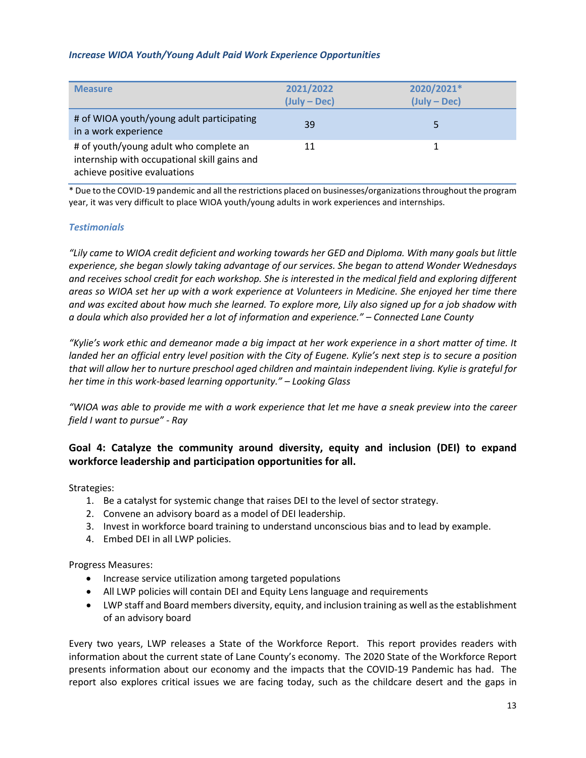### *Increase WIOA Youth/Young Adult Paid Work Experience Opportunities*

| Measure | 2021/2022 (July – Dec) | 2020/2021* (July – Dec) |
|---|---|---|
| # of WIOA youth/young adult participating in a work experience | 39 | 5 |
| # of youth/young adult who complete an internship with occupational skill gains and achieve positive evaluations | 11 | 1 |

* Due to the COVID-19 pandemic and all the restrictions placed on businesses/organizations throughout the program year, it was very difficult to place WIOA youth/young adults in work experiences and internships.

### *Testimonials*

*"Lily came to WIOA credit deficient and working towards her GED and Diploma. With many goals but little experience, she began slowly taking advantage of our services. She began to attend Wonder Wednesdays and receives school credit for each workshop. She is interested in the medical field and exploring different areas so WIOA set her up with a work experience at Volunteers in Medicine. She enjoyed her time there and was excited about how much she learned. To explore more, Lily also signed up for a job shadow with a doula which also provided her a lot of information and experience." – Connected Lane County*

*"Kylie's work ethic and demeanor made a big impact at her work experience in a short matter of time. It landed her an official entry level position with the City of Eugene. Kylie's next step is to secure a position that will allow her to nurture preschool aged children and maintain independent living. Kylie is grateful for her time in this work-based learning opportunity." – Looking Glass*

*"WIOA was able to provide me with a work experience that let me have a sneak preview into the career field I want to pursue" - Ray*

## Goal 4: Catalyze the community around diversity, equity and inclusion (DEI) to expand workforce leadership and participation opportunities for all.

Strategies:

1. Be a catalyst for systemic change that raises DEI to the level of sector strategy.
2. Convene an advisory board as a model of DEI leadership.
3. Invest in workforce board training to understand unconscious bias and to lead by example.
4. Embed DEI in all LWP policies.

Progress Measures:

- Increase service utilization among targeted populations
- All LWP policies will contain DEI and Equity Lens language and requirements
- LWP staff and Board members diversity, equity, and inclusion training as well as the establishment of an advisory board

Every two years, LWP releases a State of the Workforce Report. This report provides readers with information about the current state of Lane County's economy. The 2020 State of the Workforce Report presents information about our economy and the impacts that the COVID-19 Pandemic has had. The report also explores critical issues we are facing today, such as the childcare desert and the gaps in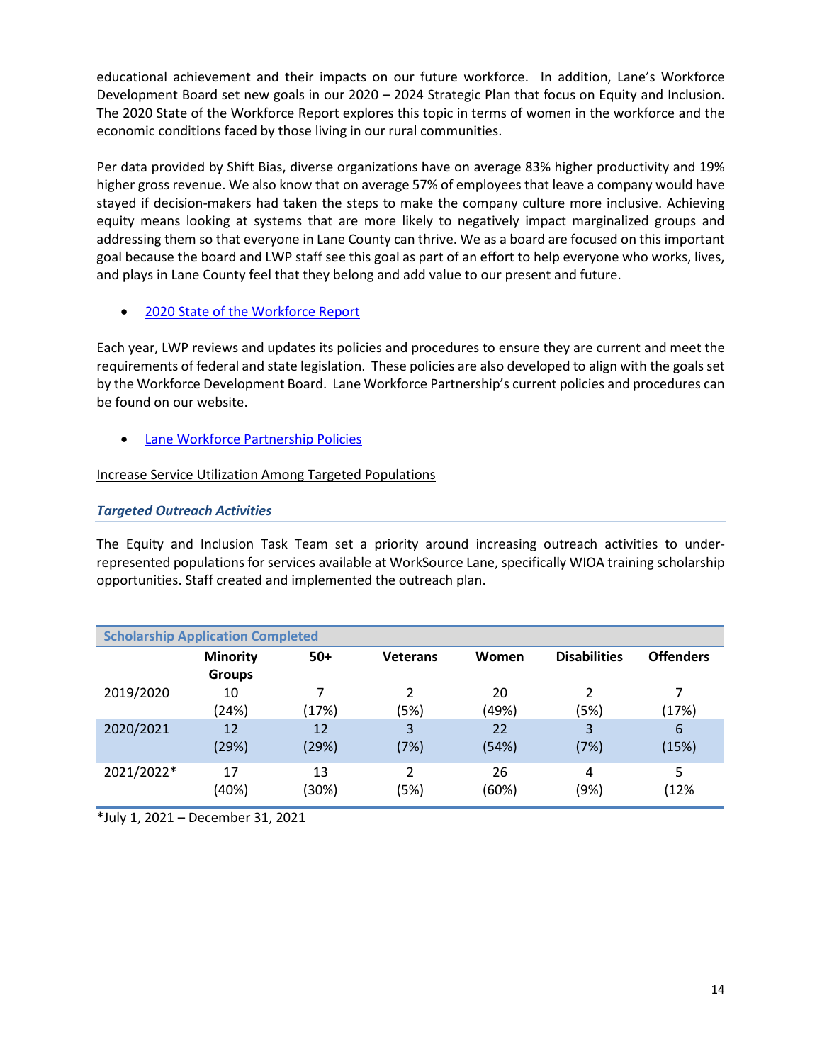educational achievement and their impacts on our future workforce. In addition, Lane's Workforce Development Board set new goals in our 2020 – 2024 Strategic Plan that focus on Equity and Inclusion. The 2020 State of the Workforce Report explores this topic in terms of women in the workforce and the economic conditions faced by those living in our rural communities.

Per data provided by Shift Bias, diverse organizations have on average 83% higher productivity and 19% higher gross revenue. We also know that on average 57% of employees that leave a company would have stayed if decision-makers had taken the steps to make the company culture more inclusive. Achieving equity means looking at systems that are more likely to negatively impact marginalized groups and addressing them so that everyone in Lane County can thrive. We as a board are focused on this important goal because the board and LWP staff see this goal as part of an effort to help everyone who works, lives, and plays in Lane County feel that they belong and add value to our present and future.

- 2020 State of the Workforce Report

Each year, LWP reviews and updates its policies and procedures to ensure they are current and meet the requirements of federal and state legislation. These policies are also developed to align with the goals set by the Workforce Development Board. Lane Workforce Partnership's current policies and procedures can be found on our website.

- Lane Workforce Partnership Policies

Increase Service Utilization Among Targeted Populations

### *Targeted Outreach Activities*

The Equity and Inclusion Task Team set a priority around increasing outreach activities to under-represented populations for services available at WorkSource Lane, specifically WIOA training scholarship opportunities. Staff created and implemented the outreach plan.

| Scholarship Application Completed | | | | | | |
|---|---|---|---|---|---|---|
| | **Minority Groups** | **50+** | **Veterans** | **Women** | **Disabilities** | **Offenders** |
| 2019/2020 | 10 (24%) | 7 (17%) | 2 (5%) | 20 (49%) | 2 (5%) | 7 (17%) |
| 2020/2021 | 12 (29%) | 12 (29%) | 3 (7%) | 22 (54%) | 3 (7%) | 6 (15%) |
| 2021/2022* | 17 (40%) | 13 (30%) | 2 (5%) | 26 (60%) | 4 (9%) | 5 (12% |

*July 1, 2021 – December 31, 2021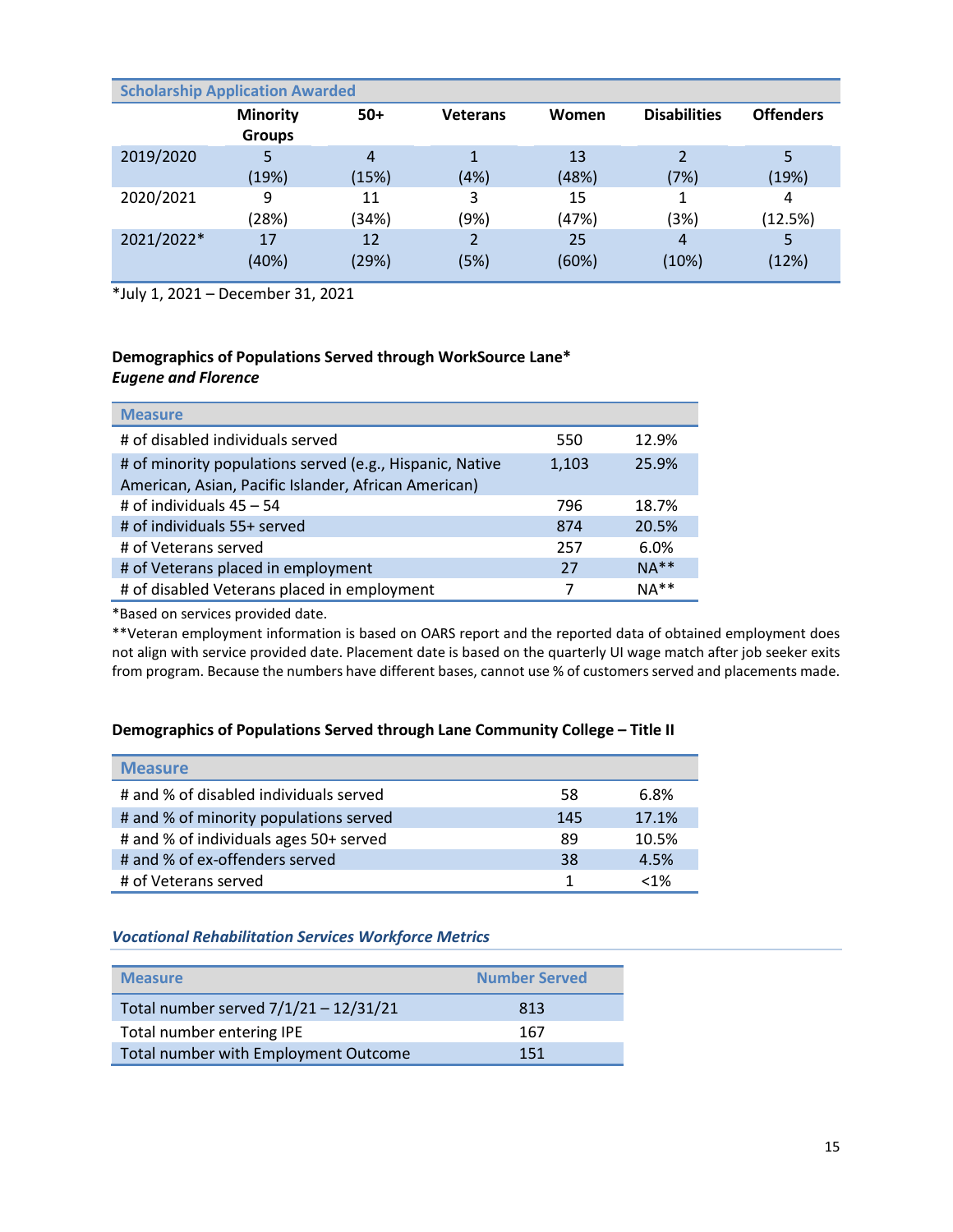| Scholarship Application Awarded | | | | | | |
|---|---|---|---|---|---|---|
| | Minority Groups | 50+ | Veterans | Women | Disabilities | Offenders |
| 2019/2020 | 5 (19%) | 4 (15%) | 1 (4%) | 13 (48%) | 2 (7%) | 5 (19%) |
| 2020/2021 | 9 (28%) | 11 (34%) | 3 (9%) | 15 (47%) | 1 (3%) | 4 (12.5%) |
| 2021/2022* | 17 (40%) | 12 (29%) | 2 (5%) | 25 (60%) | 4 (10%) | 5 (12%) |

*July 1, 2021 – December 31, 2021

**Demographics of Populations Served through WorkSource Lane***
***Eugene and Florence***

| Measure | | |
|---|---|---|
| # of disabled individuals served | 550 | 12.9% |
| # of minority populations served (e.g., Hispanic, Native American, Asian, Pacific Islander, African American) | 1,103 | 25.9% |
| # of individuals 45 – 54 | 796 | 18.7% |
| # of individuals 55+ served | 874 | 20.5% |
| # of Veterans served | 257 | 6.0% |
| # of Veterans placed in employment | 27 | NA** |
| # of disabled Veterans placed in employment | 7 | NA** |

*Based on services provided date.
**Veteran employment information is based on OARS report and the reported data of obtained employment does not align with service provided date. Placement date is based on the quarterly UI wage match after job seeker exits from program. Because the numbers have different bases, cannot use % of customers served and placements made.

**Demographics of Populations Served through Lane Community College – Title II**

| Measure | | |
|---|---|---|
| # and % of disabled individuals served | 58 | 6.8% |
| # and % of minority populations served | 145 | 17.1% |
| # and % of individuals ages 50+ served | 89 | 10.5% |
| # and % of ex-offenders served | 38 | 4.5% |
| # of Veterans served | 1 | <1% |

***Vocational Rehabilitation Services Workforce Metrics***

| Measure | Number Served |
|---|---|
| Total number served 7/1/21 – 12/31/21 | 813 |
| Total number entering IPE | 167 |
| Total number with Employment Outcome | 151 |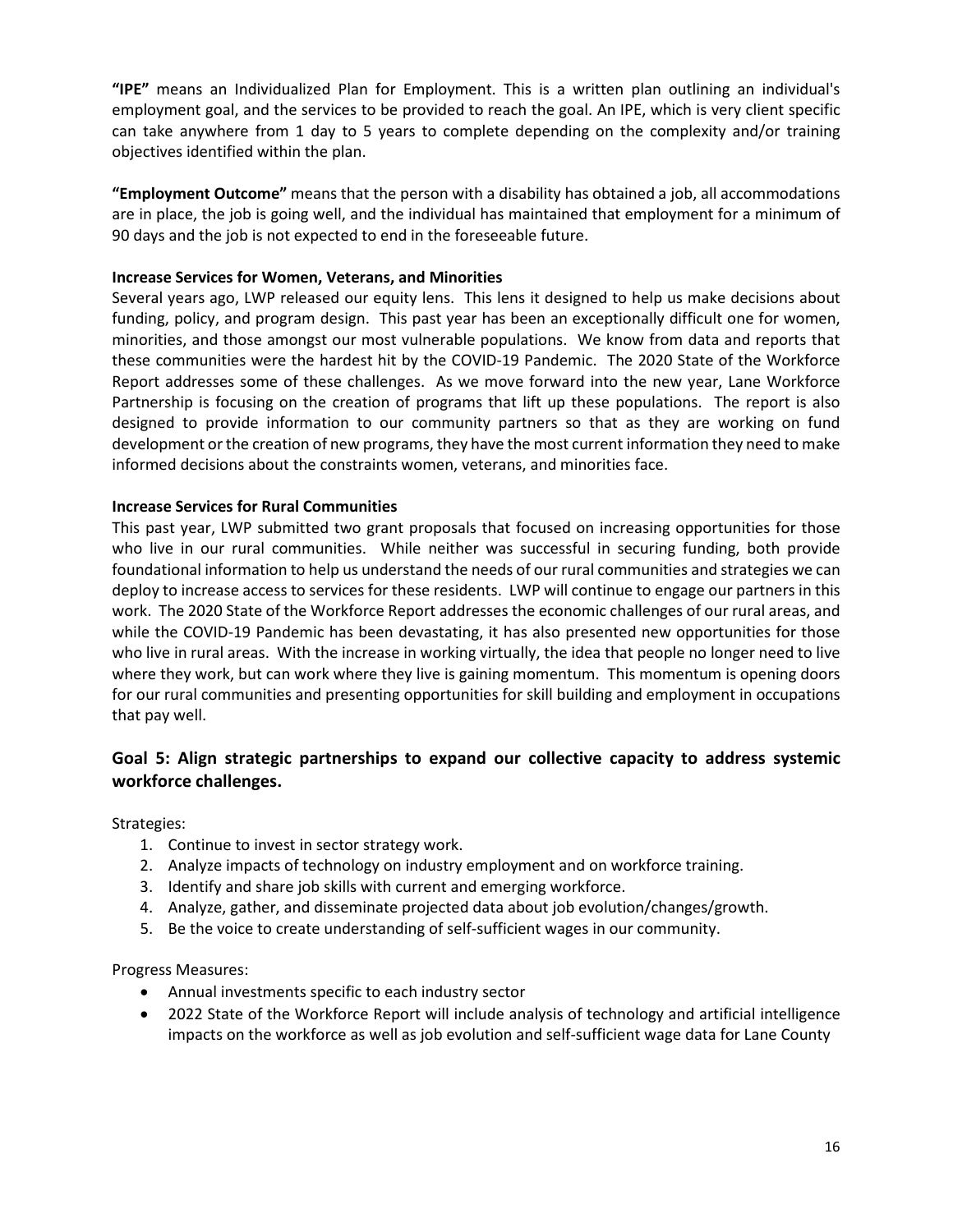**"IPE"** means an Individualized Plan for Employment. This is a written plan outlining an individual's employment goal, and the services to be provided to reach the goal. An IPE, which is very client specific can take anywhere from 1 day to 5 years to complete depending on the complexity and/or training objectives identified within the plan.

**"Employment Outcome"** means that the person with a disability has obtained a job, all accommodations are in place, the job is going well, and the individual has maintained that employment for a minimum of 90 days and the job is not expected to end in the foreseeable future.

**Increase Services for Women, Veterans, and Minorities**

Several years ago, LWP released our equity lens. This lens it designed to help us make decisions about funding, policy, and program design. This past year has been an exceptionally difficult one for women, minorities, and those amongst our most vulnerable populations. We know from data and reports that these communities were the hardest hit by the COVID-19 Pandemic. The 2020 State of the Workforce Report addresses some of these challenges. As we move forward into the new year, Lane Workforce Partnership is focusing on the creation of programs that lift up these populations. The report is also designed to provide information to our community partners so that as they are working on fund development or the creation of new programs, they have the most current information they need to make informed decisions about the constraints women, veterans, and minorities face.

**Increase Services for Rural Communities**

This past year, LWP submitted two grant proposals that focused on increasing opportunities for those who live in our rural communities. While neither was successful in securing funding, both provide foundational information to help us understand the needs of our rural communities and strategies we can deploy to increase access to services for these residents. LWP will continue to engage our partners in this work. The 2020 State of the Workforce Report addresses the economic challenges of our rural areas, and while the COVID-19 Pandemic has been devastating, it has also presented new opportunities for those who live in rural areas. With the increase in working virtually, the idea that people no longer need to live where they work, but can work where they live is gaining momentum. This momentum is opening doors for our rural communities and presenting opportunities for skill building and employment in occupations that pay well.

## Goal 5: Align strategic partnerships to expand our collective capacity to address systemic workforce challenges.

Strategies:

1. Continue to invest in sector strategy work.
2. Analyze impacts of technology on industry employment and on workforce training.
3. Identify and share job skills with current and emerging workforce.
4. Analyze, gather, and disseminate projected data about job evolution/changes/growth.
5. Be the voice to create understanding of self-sufficient wages in our community.

Progress Measures:

- Annual investments specific to each industry sector
- 2022 State of the Workforce Report will include analysis of technology and artificial intelligence impacts on the workforce as well as job evolution and self-sufficient wage data for Lane County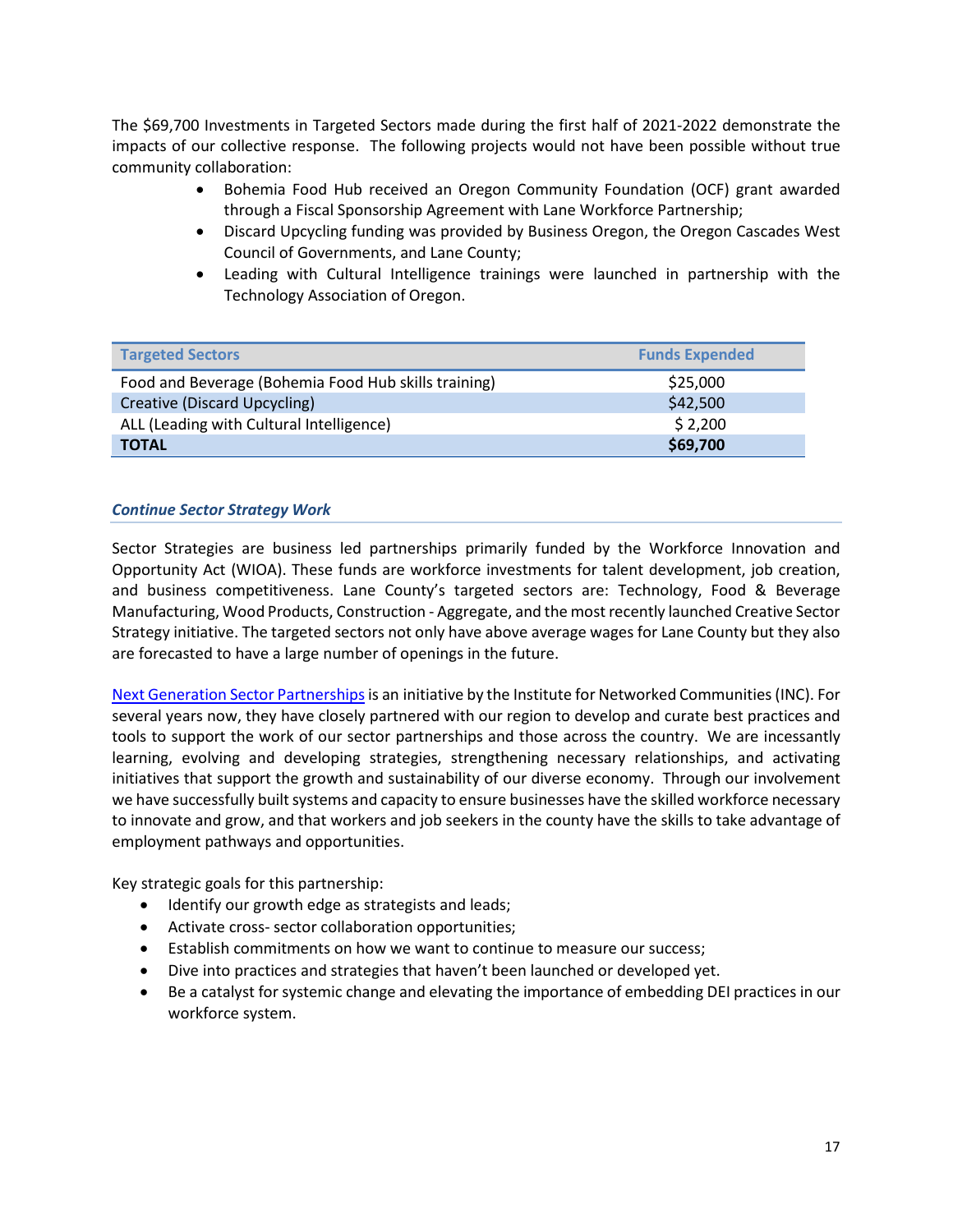The $69,700 Investments in Targeted Sectors made during the first half of 2021-2022 demonstrate the impacts of our collective response. The following projects would not have been possible without true community collaboration:

- Bohemia Food Hub received an Oregon Community Foundation (OCF) grant awarded through a Fiscal Sponsorship Agreement with Lane Workforce Partnership;
- Discard Upcycling funding was provided by Business Oregon, the Oregon Cascades West Council of Governments, and Lane County;
- Leading with Cultural Intelligence trainings were launched in partnership with the Technology Association of Oregon.

| Targeted Sectors | Funds Expended |
|---|---|
| Food and Beverage (Bohemia Food Hub skills training) | $25,000 |
| Creative (Discard Upcycling) | $42,500 |
| ALL (Leading with Cultural Intelligence) | $ 2,200 |
| **TOTAL** | **$69,700** |

### *Continue Sector Strategy Work*

Sector Strategies are business led partnerships primarily funded by the Workforce Innovation and Opportunity Act (WIOA). These funds are workforce investments for talent development, job creation, and business competitiveness. Lane County's targeted sectors are: Technology, Food & Beverage Manufacturing, Wood Products, Construction - Aggregate, and the most recently launched Creative Sector Strategy initiative. The targeted sectors not only have above average wages for Lane County but they also are forecasted to have a large number of openings in the future.

Next Generation Sector Partnerships is an initiative by the Institute for Networked Communities (INC). For several years now, they have closely partnered with our region to develop and curate best practices and tools to support the work of our sector partnerships and those across the country. We are incessantly learning, evolving and developing strategies, strengthening necessary relationships, and activating initiatives that support the growth and sustainability of our diverse economy. Through our involvement we have successfully built systems and capacity to ensure businesses have the skilled workforce necessary to innovate and grow, and that workers and job seekers in the county have the skills to take advantage of employment pathways and opportunities.

Key strategic goals for this partnership:

- Identify our growth edge as strategists and leads;
- Activate cross- sector collaboration opportunities;
- Establish commitments on how we want to continue to measure our success;
- Dive into practices and strategies that haven't been launched or developed yet.
- Be a catalyst for systemic change and elevating the importance of embedding DEI practices in our workforce system.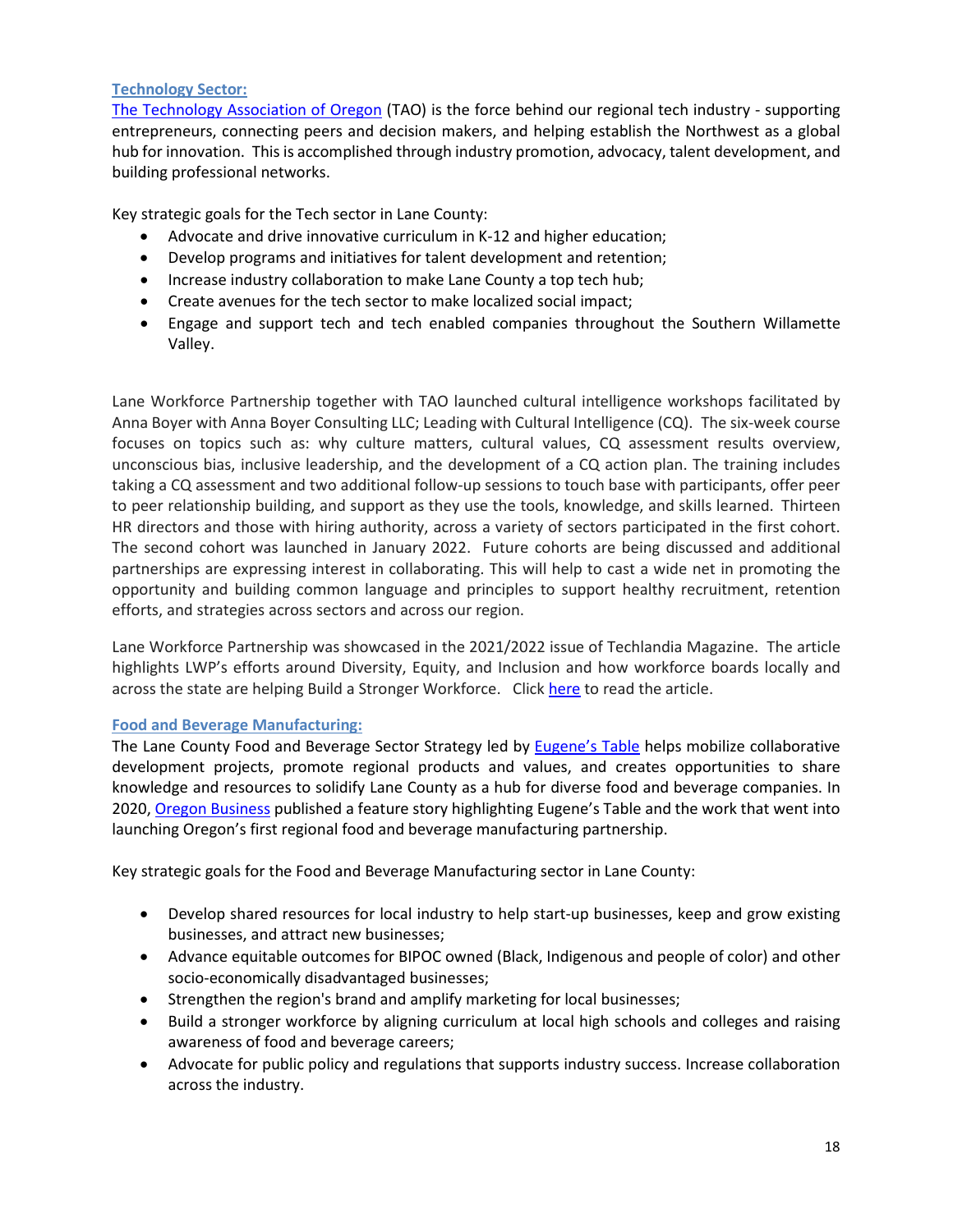**Technology Sector:**

The Technology Association of Oregon (TAO) is the force behind our regional tech industry - supporting entrepreneurs, connecting peers and decision makers, and helping establish the Northwest as a global hub for innovation. This is accomplished through industry promotion, advocacy, talent development, and building professional networks.

Key strategic goals for the Tech sector in Lane County:

- Advocate and drive innovative curriculum in K-12 and higher education;
- Develop programs and initiatives for talent development and retention;
- Increase industry collaboration to make Lane County a top tech hub;
- Create avenues for the tech sector to make localized social impact;
- Engage and support tech and tech enabled companies throughout the Southern Willamette Valley.

Lane Workforce Partnership together with TAO launched cultural intelligence workshops facilitated by Anna Boyer with Anna Boyer Consulting LLC; Leading with Cultural Intelligence (CQ). The six-week course focuses on topics such as: why culture matters, cultural values, CQ assessment results overview, unconscious bias, inclusive leadership, and the development of a CQ action plan. The training includes taking a CQ assessment and two additional follow-up sessions to touch base with participants, offer peer to peer relationship building, and support as they use the tools, knowledge, and skills learned. Thirteen HR directors and those with hiring authority, across a variety of sectors participated in the first cohort. The second cohort was launched in January 2022. Future cohorts are being discussed and additional partnerships are expressing interest in collaborating. This will help to cast a wide net in promoting the opportunity and building common language and principles to support healthy recruitment, retention efforts, and strategies across sectors and across our region.

Lane Workforce Partnership was showcased in the 2021/2022 issue of Techlandia Magazine. The article highlights LWP's efforts around Diversity, Equity, and Inclusion and how workforce boards locally and across the state are helping Build a Stronger Workforce. Click here to read the article.

**Food and Beverage Manufacturing:**

The Lane County Food and Beverage Sector Strategy led by Eugene's Table helps mobilize collaborative development projects, promote regional products and values, and creates opportunities to share knowledge and resources to solidify Lane County as a hub for diverse food and beverage companies. In 2020, Oregon Business published a feature story highlighting Eugene's Table and the work that went into launching Oregon's first regional food and beverage manufacturing partnership.

Key strategic goals for the Food and Beverage Manufacturing sector in Lane County:

- Develop shared resources for local industry to help start-up businesses, keep and grow existing businesses, and attract new businesses;
- Advance equitable outcomes for BIPOC owned (Black, Indigenous and people of color) and other socio-economically disadvantaged businesses;
- Strengthen the region's brand and amplify marketing for local businesses;
- Build a stronger workforce by aligning curriculum at local high schools and colleges and raising awareness of food and beverage careers;
- Advocate for public policy and regulations that supports industry success. Increase collaboration across the industry.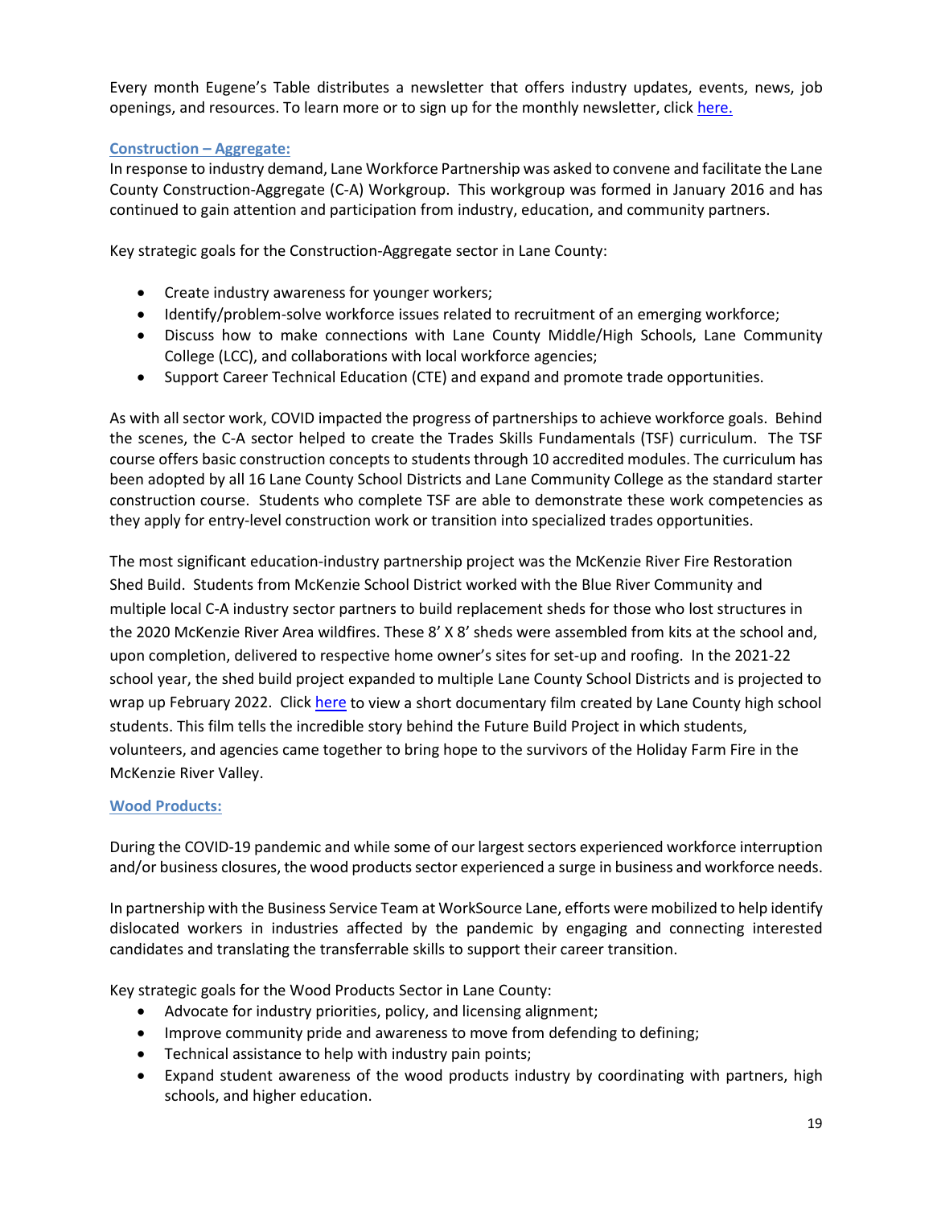Every month Eugene's Table distributes a newsletter that offers industry updates, events, news, job openings, and resources. To learn more or to sign up for the monthly newsletter, click [here.](#)

### Construction – Aggregate:

In response to industry demand, Lane Workforce Partnership was asked to convene and facilitate the Lane County Construction-Aggregate (C-A) Workgroup. This workgroup was formed in January 2016 and has continued to gain attention and participation from industry, education, and community partners.

Key strategic goals for the Construction-Aggregate sector in Lane County:

- Create industry awareness for younger workers;
- Identify/problem-solve workforce issues related to recruitment of an emerging workforce;
- Discuss how to make connections with Lane County Middle/High Schools, Lane Community College (LCC), and collaborations with local workforce agencies;
- Support Career Technical Education (CTE) and expand and promote trade opportunities.

As with all sector work, COVID impacted the progress of partnerships to achieve workforce goals. Behind the scenes, the C-A sector helped to create the Trades Skills Fundamentals (TSF) curriculum. The TSF course offers basic construction concepts to students through 10 accredited modules. The curriculum has been adopted by all 16 Lane County School Districts and Lane Community College as the standard starter construction course. Students who complete TSF are able to demonstrate these work competencies as they apply for entry-level construction work or transition into specialized trades opportunities.

The most significant education-industry partnership project was the McKenzie River Fire Restoration Shed Build. Students from McKenzie School District worked with the Blue River Community and multiple local C-A industry sector partners to build replacement sheds for those who lost structures in the 2020 McKenzie River Area wildfires. These 8' X 8' sheds were assembled from kits at the school and, upon completion, delivered to respective home owner's sites for set-up and roofing. In the 2021-22 school year, the shed build project expanded to multiple Lane County School Districts and is projected to wrap up February 2022. Click [here](#) to view a short documentary film created by Lane County high school students. This film tells the incredible story behind the Future Build Project in which students, volunteers, and agencies came together to bring hope to the survivors of the Holiday Farm Fire in the McKenzie River Valley.

### Wood Products:

During the COVID-19 pandemic and while some of our largest sectors experienced workforce interruption and/or business closures, the wood products sector experienced a surge in business and workforce needs.

In partnership with the Business Service Team at WorkSource Lane, efforts were mobilized to help identify dislocated workers in industries affected by the pandemic by engaging and connecting interested candidates and translating the transferrable skills to support their career transition.

Key strategic goals for the Wood Products Sector in Lane County:

- Advocate for industry priorities, policy, and licensing alignment;
- Improve community pride and awareness to move from defending to defining;
- Technical assistance to help with industry pain points;
- Expand student awareness of the wood products industry by coordinating with partners, high schools, and higher education.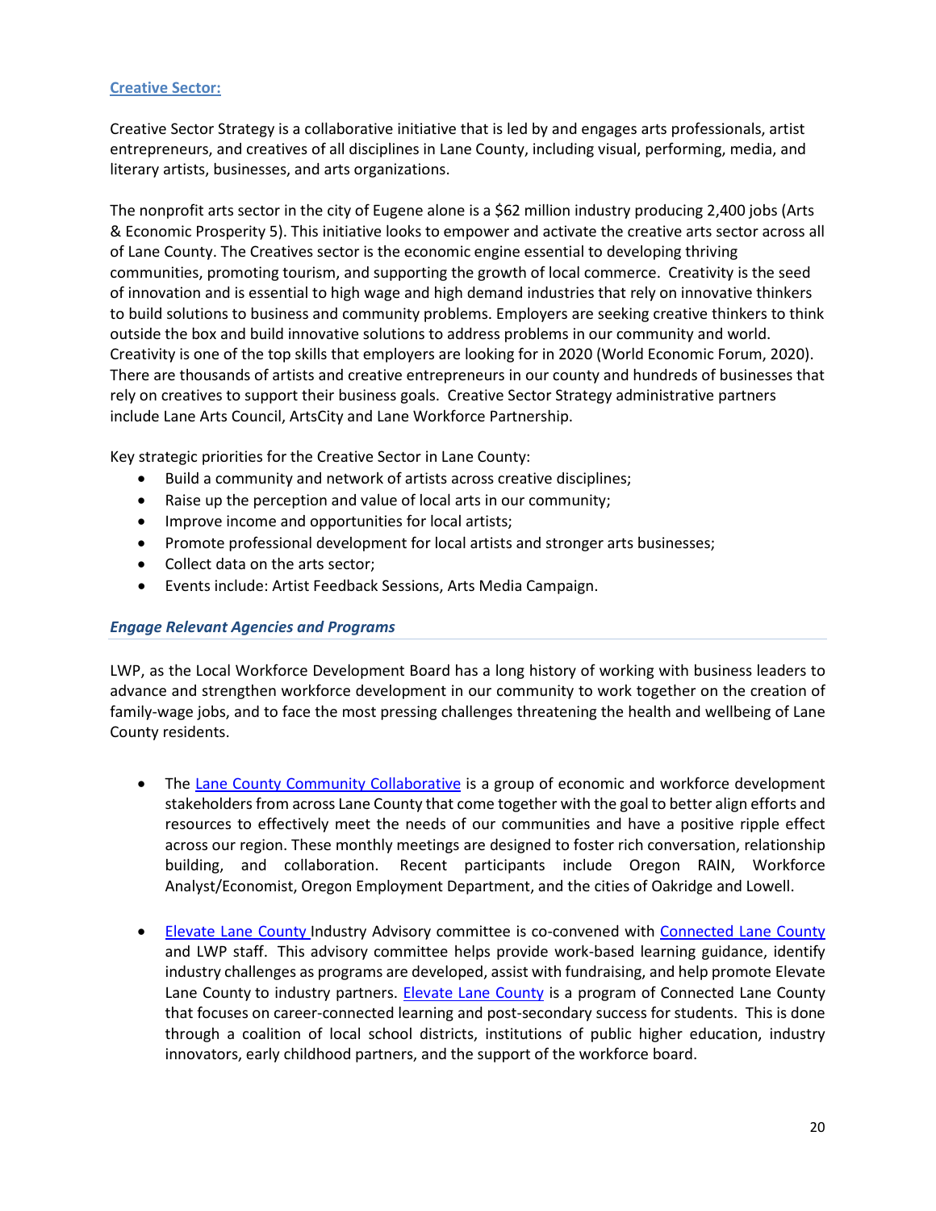### Creative Sector:

Creative Sector Strategy is a collaborative initiative that is led by and engages arts professionals, artist entrepreneurs, and creatives of all disciplines in Lane County, including visual, performing, media, and literary artists, businesses, and arts organizations.

The nonprofit arts sector in the city of Eugene alone is a $62 million industry producing 2,400 jobs (Arts & Economic Prosperity 5). This initiative looks to empower and activate the creative arts sector across all of Lane County. The Creatives sector is the economic engine essential to developing thriving communities, promoting tourism, and supporting the growth of local commerce. Creativity is the seed of innovation and is essential to high wage and high demand industries that rely on innovative thinkers to build solutions to business and community problems. Employers are seeking creative thinkers to think outside the box and build innovative solutions to address problems in our community and world. Creativity is one of the top skills that employers are looking for in 2020 (World Economic Forum, 2020). There are thousands of artists and creative entrepreneurs in our county and hundreds of businesses that rely on creatives to support their business goals. Creative Sector Strategy administrative partners include Lane Arts Council, ArtsCity and Lane Workforce Partnership.

Key strategic priorities for the Creative Sector in Lane County:

- Build a community and network of artists across creative disciplines;
- Raise up the perception and value of local arts in our community;
- Improve income and opportunities for local artists;
- Promote professional development for local artists and stronger arts businesses;
- Collect data on the arts sector;
- Events include: Artist Feedback Sessions, Arts Media Campaign.

### *Engage Relevant Agencies and Programs*

LWP, as the Local Workforce Development Board has a long history of working with business leaders to advance and strengthen workforce development in our community to work together on the creation of family-wage jobs, and to face the most pressing challenges threatening the health and wellbeing of Lane County residents.

- The Lane County Community Collaborative is a group of economic and workforce development stakeholders from across Lane County that come together with the goal to better align efforts and resources to effectively meet the needs of our communities and have a positive ripple effect across our region. These monthly meetings are designed to foster rich conversation, relationship building, and collaboration. Recent participants include Oregon RAIN, Workforce Analyst/Economist, Oregon Employment Department, and the cities of Oakridge and Lowell.

- Elevate Lane County Industry Advisory committee is co-convened with Connected Lane County and LWP staff. This advisory committee helps provide work-based learning guidance, identify industry challenges as programs are developed, assist with fundraising, and help promote Elevate Lane County to industry partners. Elevate Lane County is a program of Connected Lane County that focuses on career-connected learning and post-secondary success for students. This is done through a coalition of local school districts, institutions of public higher education, industry innovators, early childhood partners, and the support of the workforce board.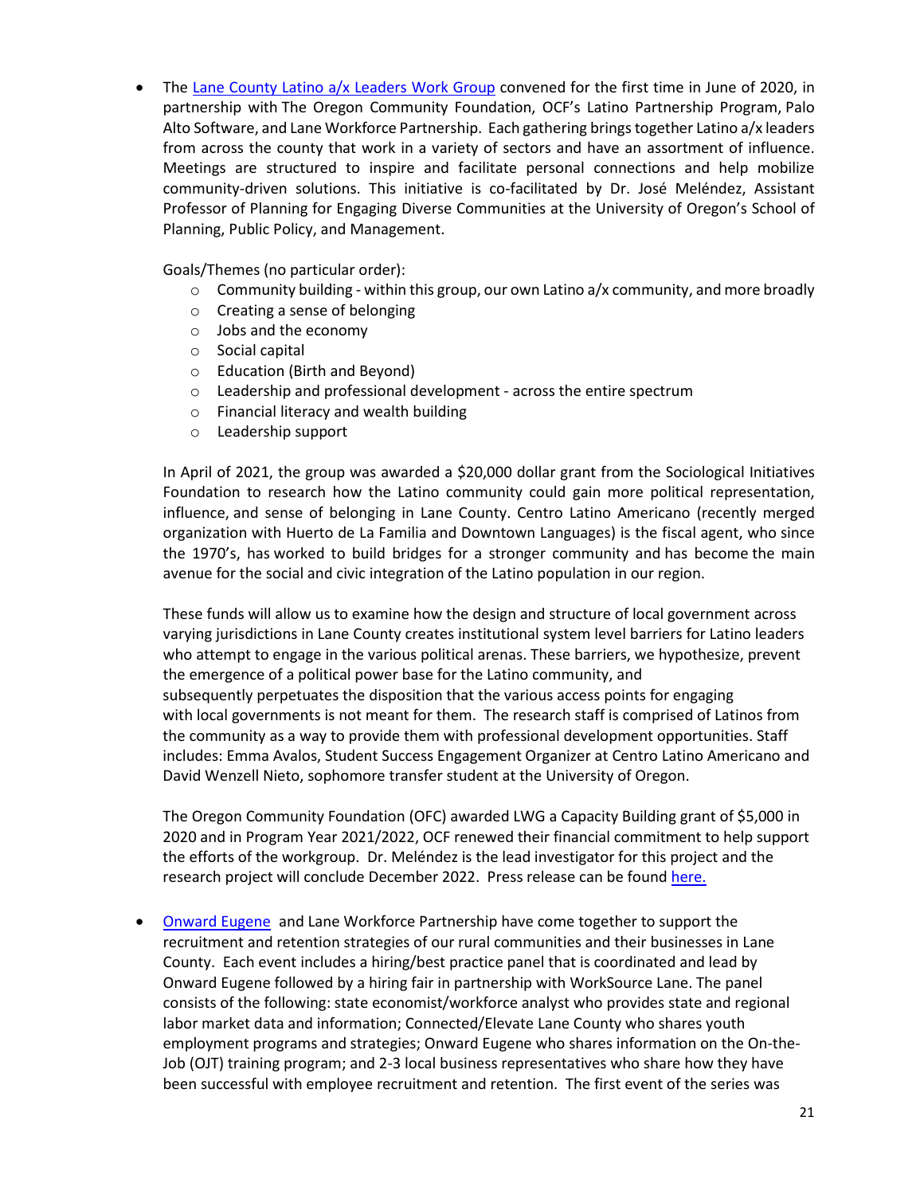- The [Lane County Latino a/x Leaders Work Group](#) convened for the first time in June of 2020, in partnership with The Oregon Community Foundation, OCF's Latino Partnership Program, Palo Alto Software, and Lane Workforce Partnership. Each gathering brings together Latino a/x leaders from across the county that work in a variety of sectors and have an assortment of influence. Meetings are structured to inspire and facilitate personal connections and help mobilize community-driven solutions. This initiative is co-facilitated by Dr. José Meléndez, Assistant Professor of Planning for Engaging Diverse Communities at the University of Oregon's School of Planning, Public Policy, and Management.

  Goals/Themes (no particular order):

  - Community building - within this group, our own Latino a/x community, and more broadly
  - Creating a sense of belonging
  - Jobs and the economy
  - Social capital
  - Education (Birth and Beyond)
  - Leadership and professional development - across the entire spectrum
  - Financial literacy and wealth building
  - Leadership support

  In April of 2021, the group was awarded a $20,000 dollar grant from the Sociological Initiatives Foundation to research how the Latino community could gain more political representation, influence, and sense of belonging in Lane County. Centro Latino Americano (recently merged organization with Huerto de La Familia and Downtown Languages) is the fiscal agent, who since the 1970's, has worked to build bridges for a stronger community and has become the main avenue for the social and civic integration of the Latino population in our region.

  These funds will allow us to examine how the design and structure of local government across varying jurisdictions in Lane County creates institutional system level barriers for Latino leaders who attempt to engage in the various political arenas. These barriers, we hypothesize, prevent the emergence of a political power base for the Latino community, and subsequently perpetuates the disposition that the various access points for engaging with local governments is not meant for them. The research staff is comprised of Latinos from the community as a way to provide them with professional development opportunities. Staff includes: Emma Avalos, Student Success Engagement Organizer at Centro Latino Americano and David Wenzell Nieto, sophomore transfer student at the University of Oregon.

  The Oregon Community Foundation (OFC) awarded LWG a Capacity Building grant of $5,000 in 2020 and in Program Year 2021/2022, OCF renewed their financial commitment to help support the efforts of the workgroup. Dr. Meléndez is the lead investigator for this project and the research project will conclude December 2022. Press release can be found [here.](#)

- [Onward Eugene](#) and Lane Workforce Partnership have come together to support the recruitment and retention strategies of our rural communities and their businesses in Lane County. Each event includes a hiring/best practice panel that is coordinated and lead by Onward Eugene followed by a hiring fair in partnership with WorkSource Lane. The panel consists of the following: state economist/workforce analyst who provides state and regional labor market data and information; Connected/Elevate Lane County who shares youth employment programs and strategies; Onward Eugene who shares information on the On-the-Job (OJT) training program; and 2-3 local business representatives who share how they have been successful with employee recruitment and retention. The first event of the series was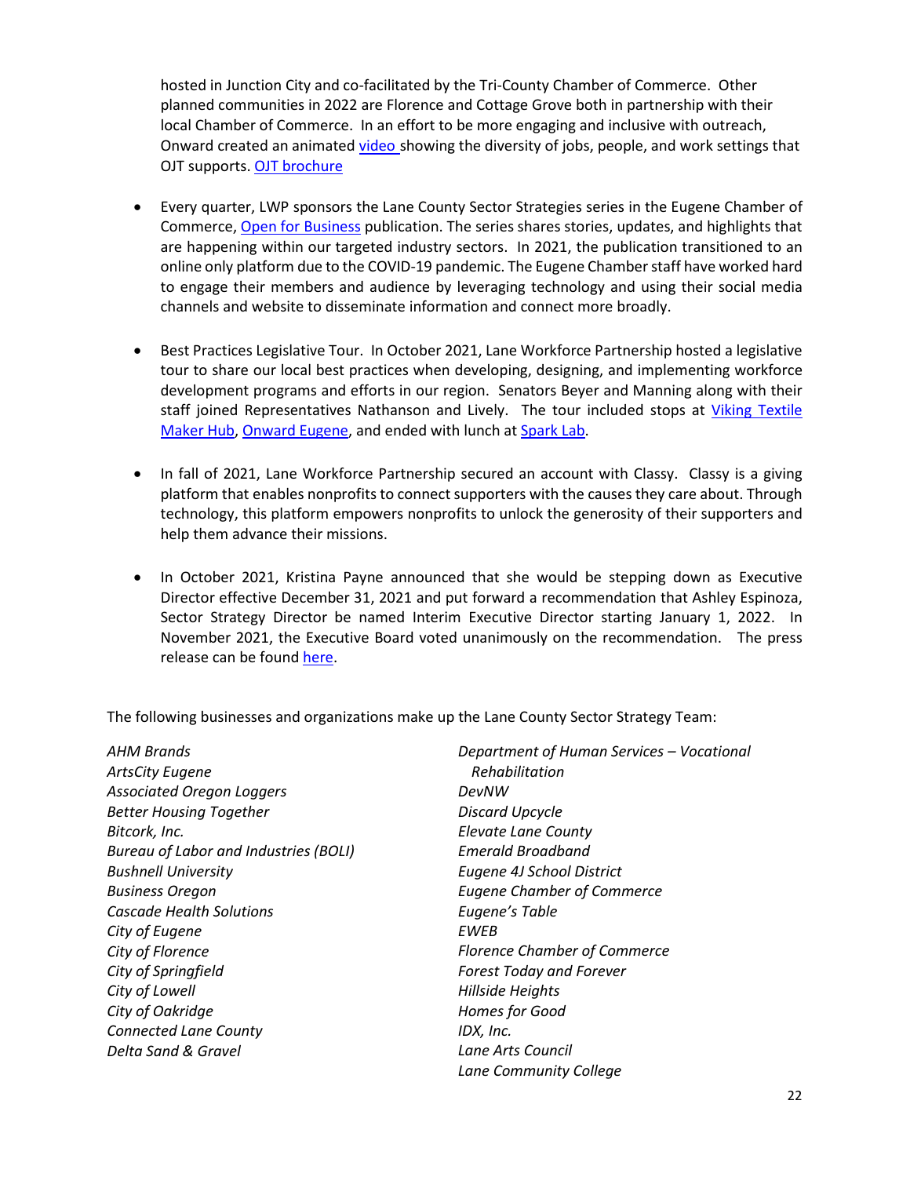hosted in Junction City and co-facilitated by the Tri-County Chamber of Commerce. Other planned communities in 2022 are Florence and Cottage Grove both in partnership with their local Chamber of Commerce. In an effort to be more engaging and inclusive with outreach, Onward created an animated [video](#) showing the diversity of jobs, people, and work settings that OJT supports. [OJT brochure](#)

- Every quarter, LWP sponsors the Lane County Sector Strategies series in the Eugene Chamber of Commerce, [Open for Business](#) publication. The series shares stories, updates, and highlights that are happening within our targeted industry sectors. In 2021, the publication transitioned to an online only platform due to the COVID-19 pandemic. The Eugene Chamber staff have worked hard to engage their members and audience by leveraging technology and using their social media channels and website to disseminate information and connect more broadly.

- Best Practices Legislative Tour. In October 2021, Lane Workforce Partnership hosted a legislative tour to share our local best practices when developing, designing, and implementing workforce development programs and efforts in our region. Senators Beyer and Manning along with their staff joined Representatives Nathanson and Lively. The tour included stops at [Viking Textile Maker Hub](#), [Onward Eugene](#), and ended with lunch at [Spark Lab](#).

- In fall of 2021, Lane Workforce Partnership secured an account with Classy. Classy is a giving platform that enables nonprofits to connect supporters with the causes they care about. Through technology, this platform empowers nonprofits to unlock the generosity of their supporters and help them advance their missions.

- In October 2021, Kristina Payne announced that she would be stepping down as Executive Director effective December 31, 2021 and put forward a recommendation that Ashley Espinoza, Sector Strategy Director be named Interim Executive Director starting January 1, 2022. In November 2021, the Executive Board voted unanimously on the recommendation. The press release can be found [here](#).

The following businesses and organizations make up the Lane County Sector Strategy Team:

*AHM Brands*
*ArtsCity Eugene*
*Associated Oregon Loggers*
*Better Housing Together*
*Bitcork, Inc.*
*Bureau of Labor and Industries (BOLI)*
*Bushnell University*
*Business Oregon*
*Cascade Health Solutions*
*City of Eugene*
*City of Florence*
*City of Springfield*
*City of Lowell*
*City of Oakridge*
*Connected Lane County*
*Delta Sand & Gravel*
*Department of Human Services – Vocational Rehabilitation*
*DevNW*
*Discard Upcycle*
*Elevate Lane County*
*Emerald Broadband*
*Eugene 4J School District*
*Eugene Chamber of Commerce*
*Eugene's Table*
*EWEB*
*Florence Chamber of Commerce*
*Forest Today and Forever*
*Hillside Heights*
*Homes for Good*
*IDX, Inc.*
*Lane Arts Council*
*Lane Community College*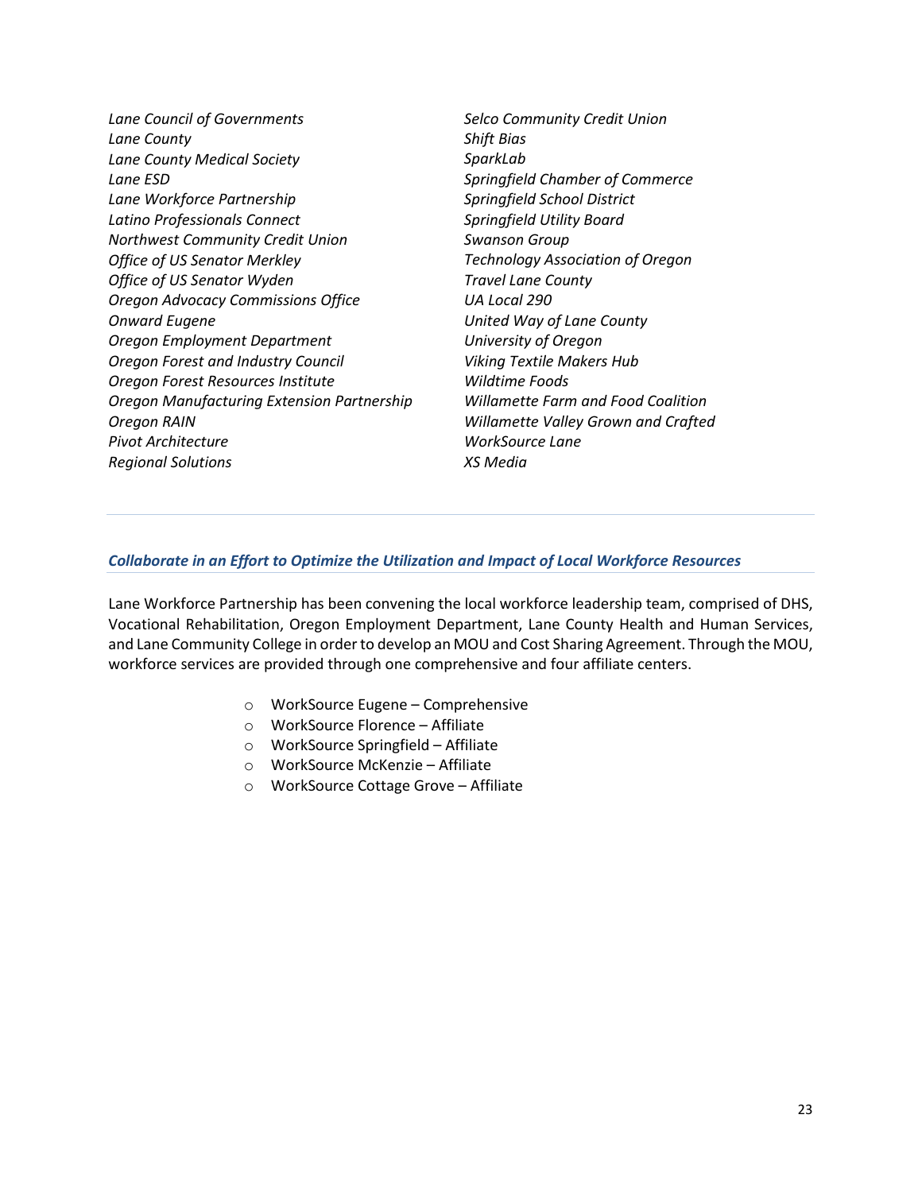*Lane Council of Governments*
*Lane County*
*Lane County Medical Society*
*Lane ESD*
*Lane Workforce Partnership*
*Latino Professionals Connect*
*Northwest Community Credit Union*
*Office of US Senator Merkley*
*Office of US Senator Wyden*
*Oregon Advocacy Commissions Office*
*Onward Eugene*
*Oregon Employment Department*
*Oregon Forest and Industry Council*
*Oregon Forest Resources Institute*
*Oregon Manufacturing Extension Partnership*
*Oregon RAIN*
*Pivot Architecture*
*Regional Solutions*
*Selco Community Credit Union*
*Shift Bias*
*SparkLab*
*Springfield Chamber of Commerce*
*Springfield School District*
*Springfield Utility Board*
*Swanson Group*
*Technology Association of Oregon*
*Travel Lane County*
*UA Local 290*
*United Way of Lane County*
*University of Oregon*
*Viking Textile Makers Hub*
*Wildtime Foods*
*Willamette Farm and Food Coalition*
*Willamette Valley Grown and Crafted*
*WorkSource Lane*
*XS Media*

---

### *Collaborate in an Effort to Optimize the Utilization and Impact of Local Workforce Resources*

Lane Workforce Partnership has been convening the local workforce leadership team, comprised of DHS, Vocational Rehabilitation, Oregon Employment Department, Lane County Health and Human Services, and Lane Community College in order to develop an MOU and Cost Sharing Agreement. Through the MOU, workforce services are provided through one comprehensive and four affiliate centers.

- WorkSource Eugene – Comprehensive
- WorkSource Florence – Affiliate
- WorkSource Springfield – Affiliate
- WorkSource McKenzie – Affiliate
- WorkSource Cottage Grove – Affiliate